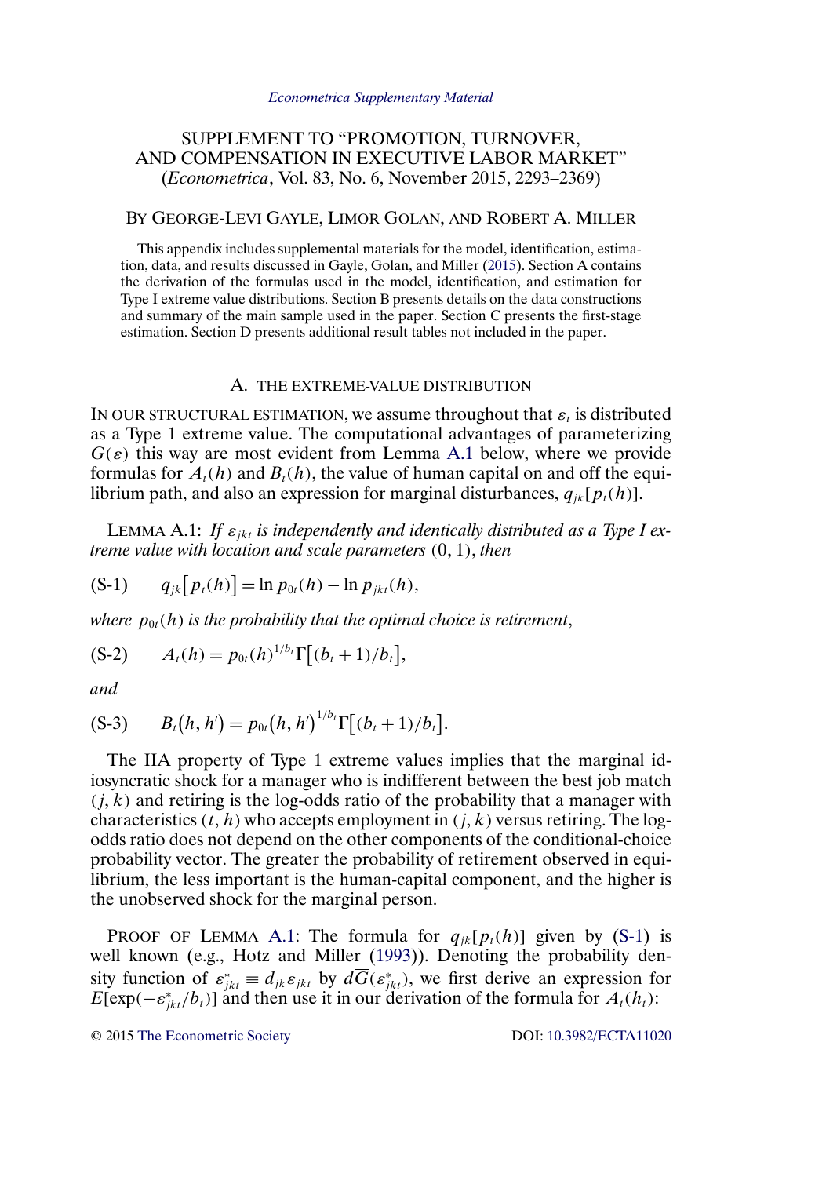*Econometrica Supplementary Material*

# SUPPLEMENT TO "PROMOTION, TURNOVER, AND COMPENSATION IN EXECUTIVE LABOR MARKET"
(*Econometrica*, Vol. 83, No. 6, November 2015, 2293–2369)

BY GEORGE-LEVI GAYLE, LIMOR GOLAN, AND ROBERT A. MILLER

This appendix includes supplemental materials for the model, identification, estimation, data, and results discussed in Gayle, Golan, and Miller (2015). Section A contains the derivation of the formulas used in the model, identification, and estimation for Type I extreme value distributions. Section B presents details on the data constructions and summary of the main sample used in the paper. Section C presents the first-stage estimation. Section D presents additional result tables not included in the paper.

## A. THE EXTREME-VALUE DISTRIBUTION

IN OUR STRUCTURAL ESTIMATION, we assume throughout that $\varepsilon_t$ is distributed as a Type 1 extreme value. The computational advantages of parameterizing $G(\varepsilon)$ this way are most evident from Lemma A.1 below, where we provide formulas for $A_t(h)$ and $B_t(h)$, the value of human capital on and off the equilibrium path, and also an expression for marginal disturbances, $q_{jk}[p_t(h)]$.

LEMMA A.1: *If $\varepsilon_{jkt}$ is independently and identically distributed as a Type I extreme value with location and scale parameters* $(0, 1)$, *then*

$$q_{jk}\big[p_t(h)\big] = \ln p_{0t}(h) - \ln p_{jkt}(h), \tag{S-1}$$

*where $p_{0t}(h)$ is the probability that the optimal choice is retirement*,

$$A_t(h) = p_{0t}(h)^{1/b_t}\Gamma\big[(b_t+1)/b_t\big], \tag{S-2}$$

*and*

$$B_t\big(h, h'\big) = p_{0t}\big(h, h'\big)^{1/b_t}\Gamma\big[(b_t+1)/b_t\big]. \tag{S-3}$$

The IIA property of Type 1 extreme values implies that the marginal idiosyncratic shock for a manager who is indifferent between the best job match $(j, k)$ and retiring is the log-odds ratio of the probability that a manager with characteristics $(t, h)$ who accepts employment in $(j, k)$ versus retiring. The log-odds ratio does not depend on the other components of the conditional-choice probability vector. The greater the probability of retirement observed in equilibrium, the less important is the human-capital component, and the higher is the unobserved shock for the marginal person.

PROOF OF LEMMA A.1: The formula for $q_{jk}[p_t(h)]$ given by (S-1) is well known (e.g., Hotz and Miller (1993)). Denoting the probability density function of $\varepsilon^*_{jkt} \equiv d_{jk}\varepsilon_{jkt}$ by $d\overline{G}(\varepsilon^*_{jkt})$, we first derive an expression for $E[\exp(-\varepsilon^*_{jkt}/b_t)]$ and then use it in our derivation of the formula for $A_t(h_t)$:

© 2015 The Econometric Society DOI: 10.3982/ECTA11020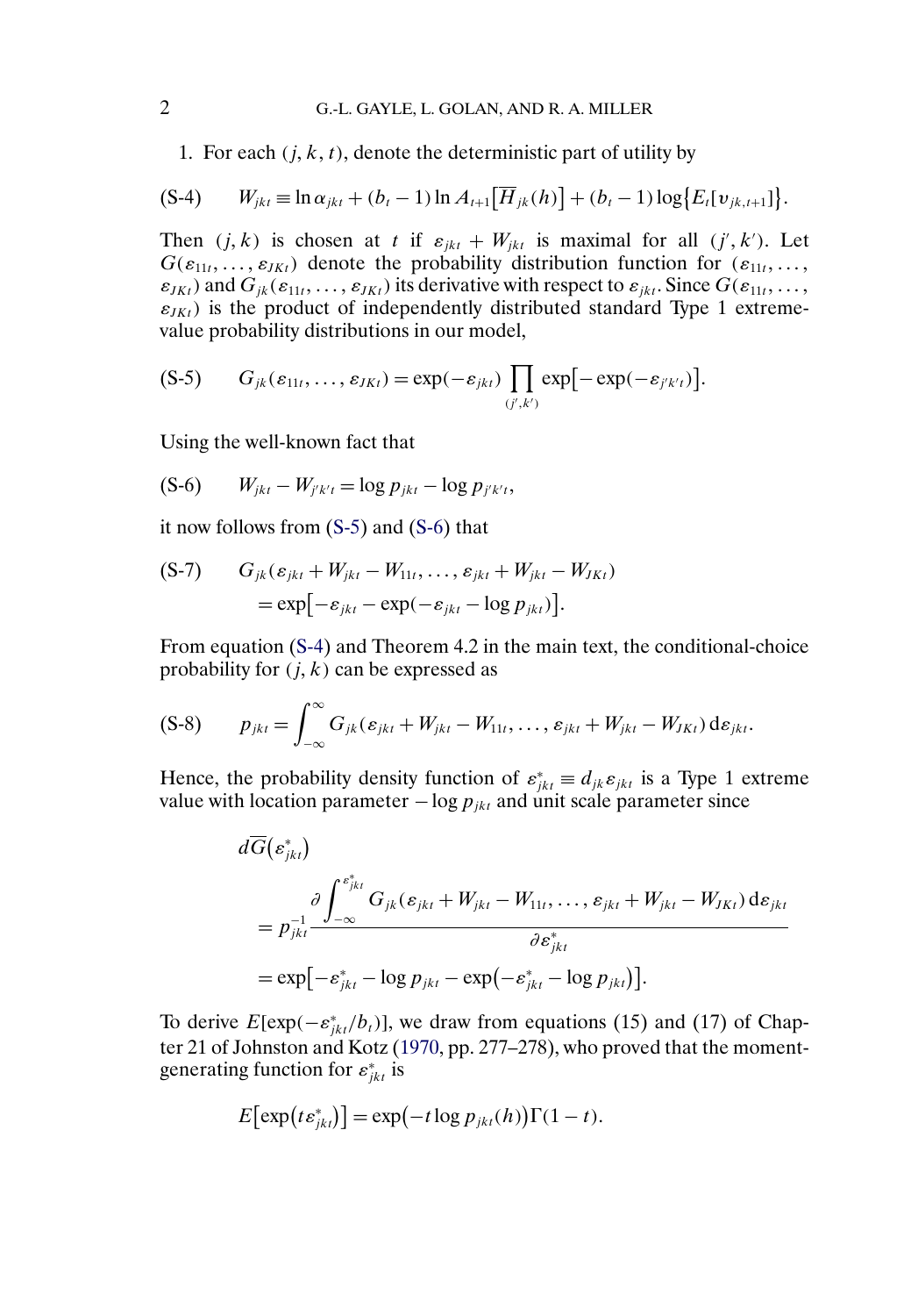1. For each $(j, k, t)$, denote the deterministic part of utility by

$$W_{jkt} \equiv \ln \alpha_{jkt} + (b_t - 1) \ln A_{t+1}\big[\overline{H}_{jk}(h)\big] + (b_t - 1) \log\big\{E_t[v_{jk,t+1}]\big\}. \tag{S-4}$$

Then $(j, k)$ is chosen at $t$ if $\varepsilon_{jkt} + W_{jkt}$ is maximal for all $(j', k')$. Let $G(\varepsilon_{11t}, \ldots, \varepsilon_{JKt})$ denote the probability distribution function for $(\varepsilon_{11t}, \ldots, \varepsilon_{JKt})$ and $G_{jk}(\varepsilon_{11t}, \ldots, \varepsilon_{JKt})$ its derivative with respect to $\varepsilon_{jkt}$. Since $G(\varepsilon_{11t}, \ldots, \varepsilon_{JKt})$ is the product of independently distributed standard Type 1 extreme-value probability distributions in our model,

$$G_{jk}(\varepsilon_{11t}, \ldots, \varepsilon_{JKt}) = \exp(-\varepsilon_{jkt}) \prod_{(j',k')} \exp\big[-\exp(-\varepsilon_{j'k't})\big]. \tag{S-5}$$

Using the well-known fact that

$$W_{jkt} - W_{j'k't} = \log p_{jkt} - \log p_{j'k't}, \tag{S-6}$$

it now follows from (S-5) and (S-6) that

$$\begin{aligned} &G_{jk}(\varepsilon_{jkt} + W_{jkt} - W_{11t}, \ldots, \varepsilon_{jkt} + W_{jkt} - W_{JKt}) \\ &\quad = \exp\big[-\varepsilon_{jkt} - \exp(-\varepsilon_{jkt} - \log p_{jkt})\big]. \end{aligned} \tag{S-7}$$

From equation (S-4) and Theorem 4.2 in the main text, the conditional-choice probability for $(j, k)$ can be expressed as

$$p_{jkt} = \int_{-\infty}^{\infty} G_{jk}(\varepsilon_{jkt} + W_{jkt} - W_{11t}, \ldots, \varepsilon_{jkt} + W_{jkt} - W_{JKt})\, d\varepsilon_{jkt}. \tag{S-8}$$

Hence, the probability density function of $\varepsilon^*_{jkt} \equiv d_{jk}\varepsilon_{jkt}$ is a Type 1 extreme value with location parameter $-\log p_{jkt}$ and unit scale parameter since

$$\begin{aligned} &d\overline{G}(\varepsilon^*_{jkt}) \\ &\quad = p_{jkt}^{-1} \frac{\partial \int_{-\infty}^{\varepsilon^*_{jkt}} G_{jk}(\varepsilon_{jkt} + W_{jkt} - W_{11t}, \ldots, \varepsilon_{jkt} + W_{jkt} - W_{JKt})\, d\varepsilon_{jkt}}{\partial \varepsilon^*_{jkt}} \\ &\quad = \exp\big[-\varepsilon^*_{jkt} - \log p_{jkt} - \exp\big(-\varepsilon^*_{jkt} - \log p_{jkt}\big)\big]. \end{aligned}$$

To derive $E[\exp(-\varepsilon^*_{jkt}/b_t)]$, we draw from equations (15) and (17) of Chapter 21 of Johnston and Kotz (1970, pp. 277–278), who proved that the moment-generating function for $\varepsilon^*_{jkt}$ is

$$E\big[\exp\big(t\varepsilon^*_{jkt}\big)\big] = \exp\big(-t \log p_{jkt}(h)\big)\Gamma(1 - t).$$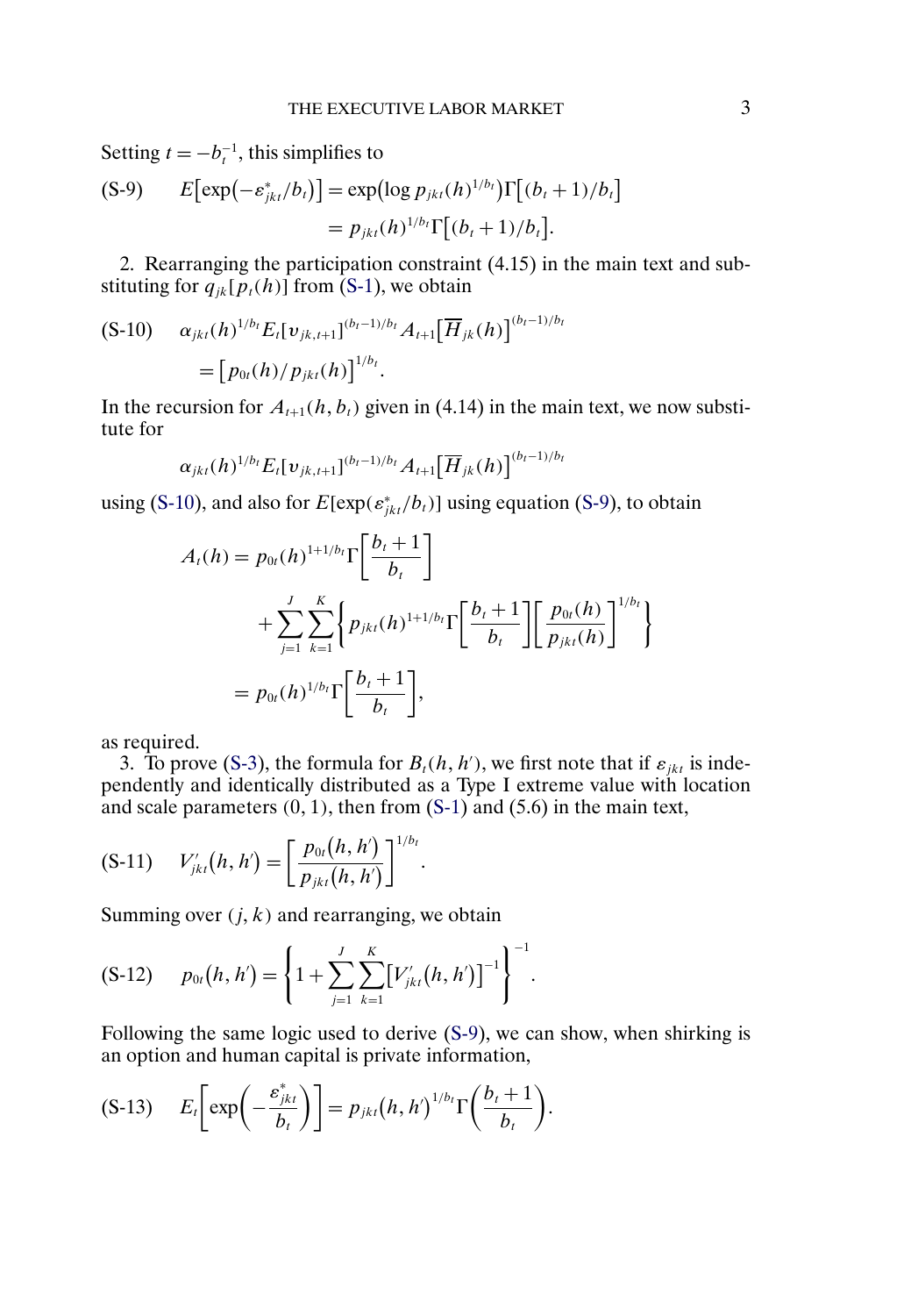Setting $t = -b_t^{-1}$, this simplifies to

$$E\big[\exp\big(-\varepsilon^*_{jkt}/b_t\big)\big] = \exp\big(\log p_{jkt}(h)^{1/b_t}\big)\Gamma\big[(b_t+1)/b_t\big] \tag{S-9}$$
$$= p_{jkt}(h)^{1/b_t}\Gamma\big[(b_t+1)/b_t\big].$$

2. Rearranging the participation constraint (4.15) in the main text and substituting for $q_{jk}[p_t(h)]$ from (S-1), we obtain

$$\alpha_{jkt}(h)^{1/b_t} E_t[v_{jk,t+1}]^{(b_t-1)/b_t} A_{t+1}\big[\overline{H}_{jk}(h)\big]^{(b_t-1)/b_t} \tag{S-10}$$
$$= \big[p_{0t}(h)/p_{jkt}(h)\big]^{1/b_t}.$$

In the recursion for $A_{t+1}(h, b_t)$ given in (4.14) in the main text, we now substitute for

$$\alpha_{jkt}(h)^{1/b_t} E_t[v_{jk,t+1}]^{(b_t-1)/b_t} A_{t+1}\big[\overline{H}_{jk}(h)\big]^{(b_t-1)/b_t}$$

using (S-10), and also for $E[\exp(\varepsilon^*_{jkt}/b_t)]$ using equation (S-9), to obtain

$$\begin{aligned}
A_t(h) &= p_{0t}(h)^{1+1/b_t}\Gamma\left[\frac{b_t+1}{b_t}\right] \\
&\quad + \sum_{j=1}^{J}\sum_{k=1}^{K}\left\{p_{jkt}(h)^{1+1/b_t}\Gamma\left[\frac{b_t+1}{b_t}\right]\left[\frac{p_{0t}(h)}{p_{jkt}(h)}\right]^{1/b_t}\right\} \\
&= p_{0t}(h)^{1/b_t}\Gamma\left[\frac{b_t+1}{b_t}\right],
\end{aligned}$$

as required.

3. To prove (S-3), the formula for $B_t(h, h')$, we first note that if $\varepsilon_{jkt}$ is independently and identically distributed as a Type I extreme value with location and scale parameters $(0, 1)$, then from (S-1) and (5.6) in the main text,

$$V'_{jkt}(h, h') = \left[\frac{p_{0t}(h, h')}{p_{jkt}(h, h')}\right]^{1/b_t}. \tag{S-11}$$

Summing over $(j, k)$ and rearranging, we obtain

$$p_{0t}(h, h') = \left\{1 + \sum_{j=1}^{J}\sum_{k=1}^{K}\big[V'_{jkt}(h, h')\big]^{-1}\right\}^{-1}. \tag{S-12}$$

Following the same logic used to derive (S-9), we can show, when shirking is an option and human capital is private information,

$$E_t\left[\exp\left(-\frac{\varepsilon^*_{jkt}}{b_t}\right)\right] = p_{jkt}(h, h')^{1/b_t}\Gamma\left(\frac{b_t+1}{b_t}\right). \tag{S-13}$$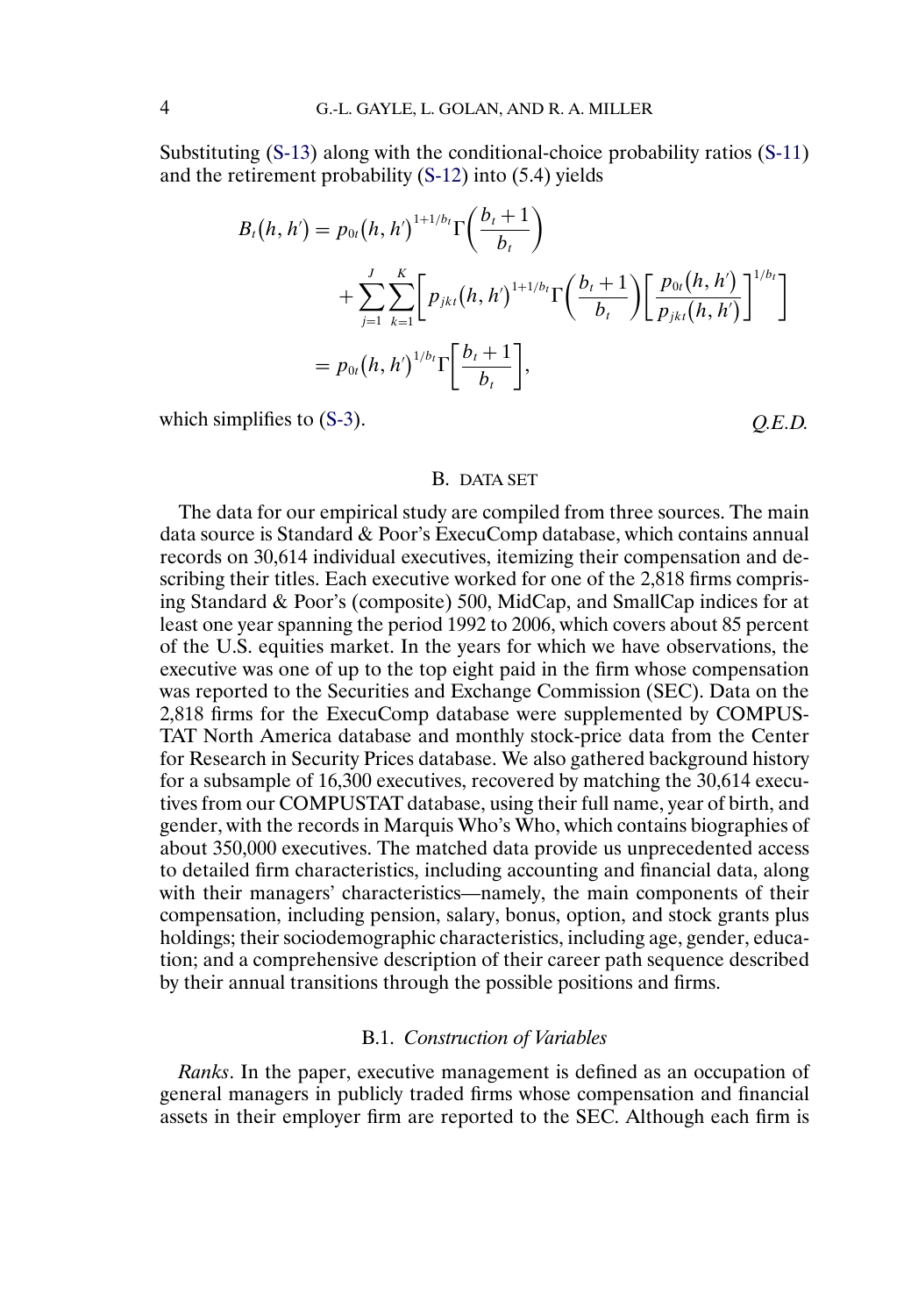Substituting (S-13) along with the conditional-choice probability ratios (S-11) and the retirement probability (S-12) into (5.4) yields

$$
\begin{aligned}
B_t(h, h') &= p_{0t}(h, h')^{1+1/b_t}\Gamma\left(\frac{b_t+1}{b_t}\right) \\
&\quad + \sum_{j=1}^{J}\sum_{k=1}^{K}\left[p_{jkt}(h, h')^{1+1/b_t}\Gamma\left(\frac{b_t+1}{b_t}\right)\left[\frac{p_{0t}(h, h')}{p_{jkt}(h, h')}\right]^{1/b_t}\right] \\
&= p_{0t}(h, h')^{1/b_t}\Gamma\left[\frac{b_t+1}{b_t}\right],
\end{aligned}
$$

which simplifies to (S-3). *Q.E.D.*

## B. DATA SET

The data for our empirical study are compiled from three sources. The main data source is Standard & Poor's ExecuComp database, which contains annual records on 30,614 individual executives, itemizing their compensation and describing their titles. Each executive worked for one of the 2,818 firms comprising Standard & Poor's (composite) 500, MidCap, and SmallCap indices for at least one year spanning the period 1992 to 2006, which covers about 85 percent of the U.S. equities market. In the years for which we have observations, the executive was one of up to the top eight paid in the firm whose compensation was reported to the Securities and Exchange Commission (SEC). Data on the 2,818 firms for the ExecuComp database were supplemented by COMPUSTAT North America database and monthly stock-price data from the Center for Research in Security Prices database. We also gathered background history for a subsample of 16,300 executives, recovered by matching the 30,614 executives from our COMPUSTAT database, using their full name, year of birth, and gender, with the records in Marquis Who's Who, which contains biographies of about 350,000 executives. The matched data provide us unprecedented access to detailed firm characteristics, including accounting and financial data, along with their managers' characteristics—namely, the main components of their compensation, including pension, salary, bonus, option, and stock grants plus holdings; their sociodemographic characteristics, including age, gender, education; and a comprehensive description of their career path sequence described by their annual transitions through the possible positions and firms.

### B.1. *Construction of Variables*

*Ranks*. In the paper, executive management is defined as an occupation of general managers in publicly traded firms whose compensation and financial assets in their employer firm are reported to the SEC. Although each firm is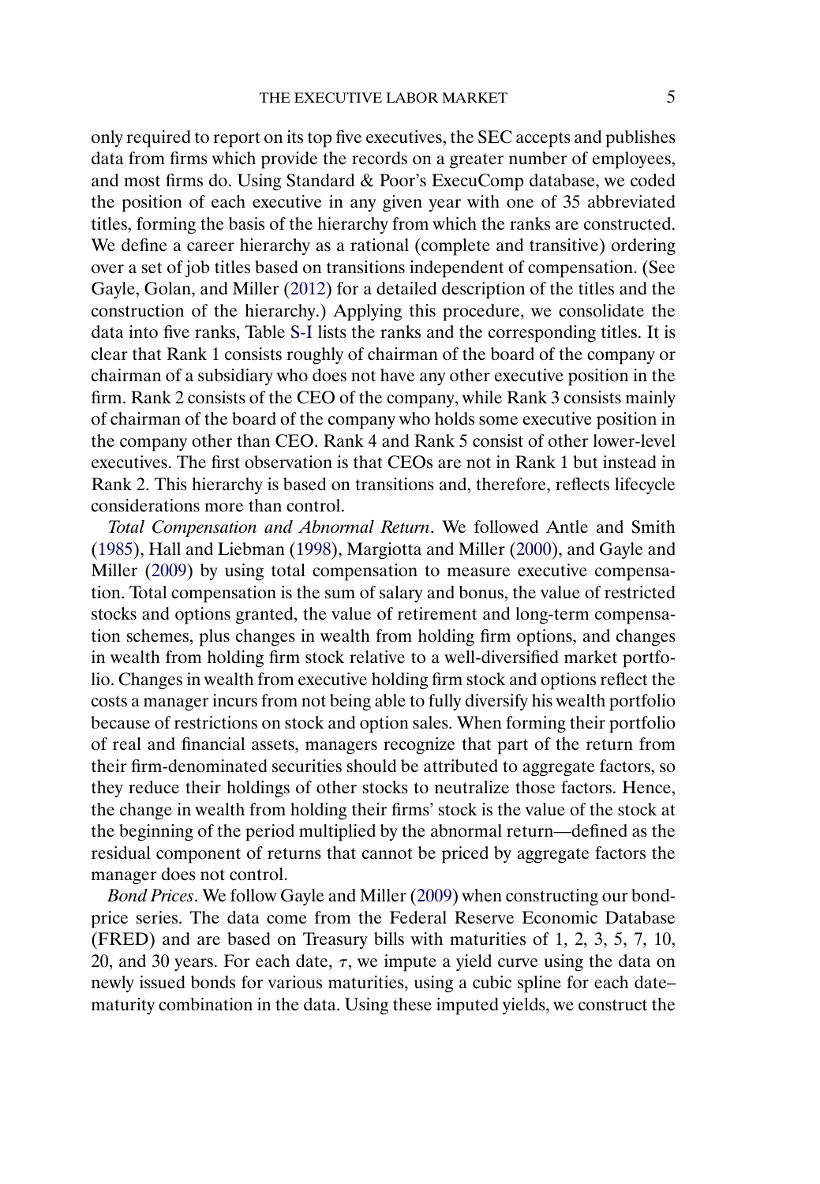only required to report on its top five executives, the SEC accepts and publishes data from firms which provide the records on a greater number of employees, and most firms do. Using Standard & Poor's ExecuComp database, we coded the position of each executive in any given year with one of 35 abbreviated titles, forming the basis of the hierarchy from which the ranks are constructed. We define a career hierarchy as a rational (complete and transitive) ordering over a set of job titles based on transitions independent of compensation. (See Gayle, Golan, and Miller (2012) for a detailed description of the titles and the construction of the hierarchy.) Applying this procedure, we consolidate the data into five ranks, Table S-I lists the ranks and the corresponding titles. It is clear that Rank 1 consists roughly of chairman of the board of the company or chairman of a subsidiary who does not have any other executive position in the firm. Rank 2 consists of the CEO of the company, while Rank 3 consists mainly of chairman of the board of the company who holds some executive position in the company other than CEO. Rank 4 and Rank 5 consist of other lower-level executives. The first observation is that CEOs are not in Rank 1 but instead in Rank 2. This hierarchy is based on transitions and, therefore, reflects lifecycle considerations more than control.

*Total Compensation and Abnormal Return*. We followed Antle and Smith (1985), Hall and Liebman (1998), Margiotta and Miller (2000), and Gayle and Miller (2009) by using total compensation to measure executive compensation. Total compensation is the sum of salary and bonus, the value of restricted stocks and options granted, the value of retirement and long-term compensation schemes, plus changes in wealth from holding firm options, and changes in wealth from holding firm stock relative to a well-diversified market portfolio. Changes in wealth from executive holding firm stock and options reflect the costs a manager incurs from not being able to fully diversify his wealth portfolio because of restrictions on stock and option sales. When forming their portfolio of real and financial assets, managers recognize that part of the return from their firm-denominated securities should be attributed to aggregate factors, so they reduce their holdings of other stocks to neutralize those factors. Hence, the change in wealth from holding their firms' stock is the value of the stock at the beginning of the period multiplied by the abnormal return—defined as the residual component of returns that cannot be priced by aggregate factors the manager does not control.

*Bond Prices*. We follow Gayle and Miller (2009) when constructing our bond-price series. The data come from the Federal Reserve Economic Database (FRED) and are based on Treasury bills with maturities of 1, 2, 3, 5, 7, 10, 20, and 30 years. For each date, $\tau$, we impute a yield curve using the data on newly issued bonds for various maturities, using a cubic spline for each date–maturity combination in the data. Using these imputed yields, we construct the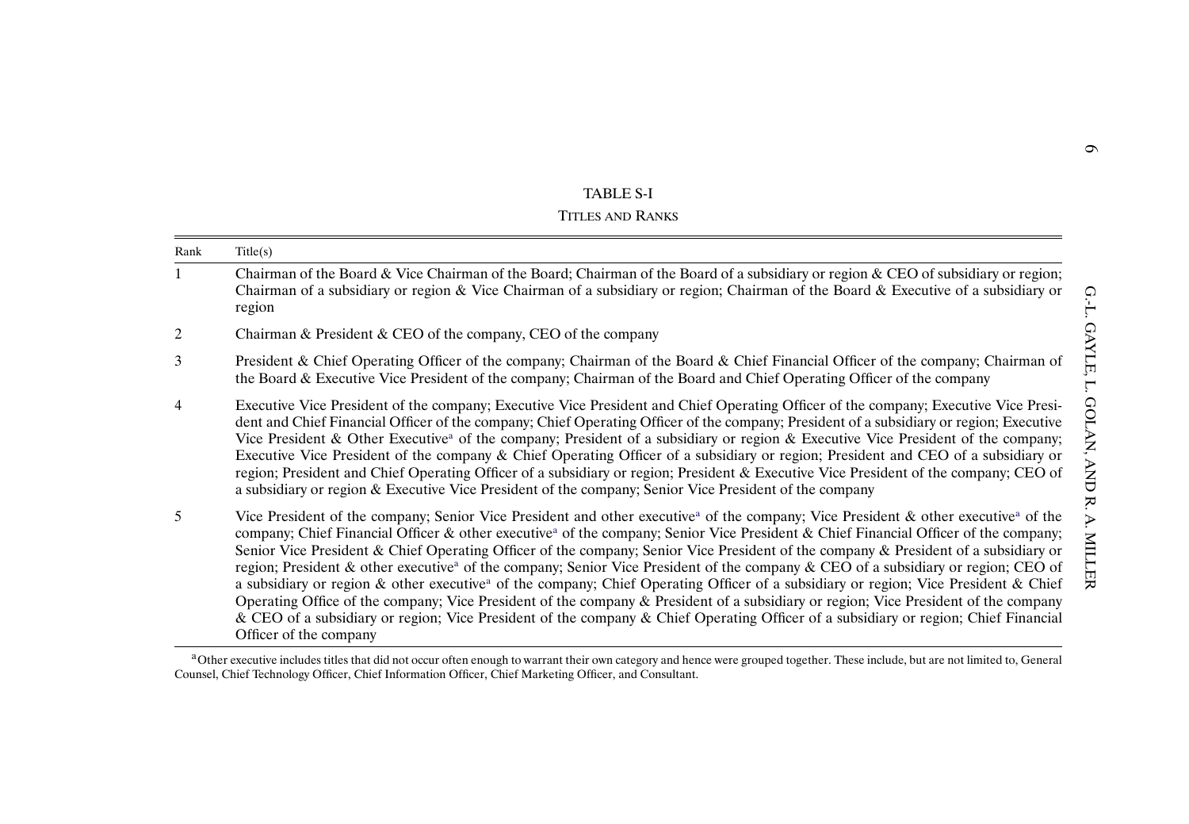TABLE S-I

TITLES AND RANKS

| Rank | Title(s) |
|---|---|
| 1 | Chairman of the Board & Vice Chairman of the Board; Chairman of the Board of a subsidiary or region & CEO of subsidiary or region; Chairman of a subsidiary or region & Vice Chairman of a subsidiary or region; Chairman of the Board & Executive of a subsidiary or region |
| 2 | Chairman & President & CEO of the company, CEO of the company |
| 3 | President & Chief Operating Officer of the company; Chairman of the Board & Chief Financial Officer of the company; Chairman of the Board & Executive Vice President of the company; Chairman of the Board and Chief Operating Officer of the company |
| 4 | Executive Vice President of the company; Executive Vice President and Chief Operating Officer of the company; Executive Vice President and Chief Financial Officer of the company; Chief Operating Officer of the company; President of a subsidiary or region; Executive Vice President & Other Executive[a] of the company; President of a subsidiary or region & Executive Vice President of the company; Executive Vice President of the company & Chief Operating Officer of a subsidiary or region; President and CEO of a subsidiary or region; President and Chief Operating Officer of a subsidiary or region; President & Executive Vice President of the company; CEO of a subsidiary or region & Executive Vice President of the company; Senior Vice President of the company |
| 5 | Vice President of the company; Senior Vice President and other executive[a] of the company; Vice President & other executive[a] of the company; Chief Financial Officer & other executive[a] of the company; Senior Vice President & Chief Financial Officer of the company; Senior Vice President & Chief Operating Officer of the company; Senior Vice President of the company & President of a subsidiary or region; President & other executive[a] of the company; Senior Vice President of the company & CEO of a subsidiary or region; CEO of a subsidiary or region & other executive[a] of the company; Chief Operating Officer of a subsidiary or region; Vice President & Chief Operating Office of the company; Vice President of the company & President of a subsidiary or region; Vice President of the company & CEO of a subsidiary or region; Vice President of the company & Chief Operating Officer of a subsidiary or region; Chief Financial Officer of the company |

[a]Other executive includes titles that did not occur often enough to warrant their own category and hence were grouped together. These include, but are not limited to, General Counsel, Chief Technology Officer, Chief Information Officer, Chief Marketing Officer, and Consultant.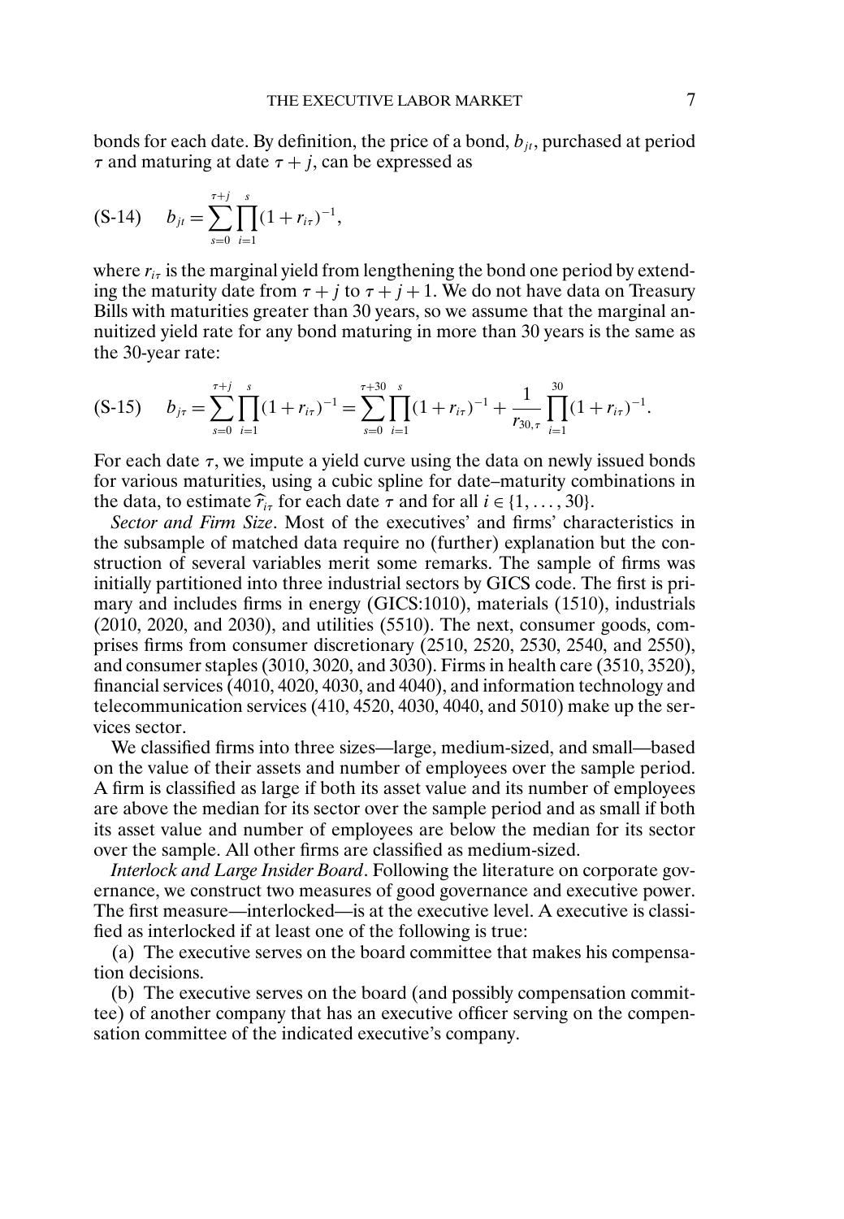bonds for each date. By definition, the price of a bond, $b_{jt}$, purchased at period $\tau$ and maturing at date $\tau + j$, can be expressed as

$$\text{(S-14)} \quad b_{jt} = \sum_{s=0}^{\tau+j} \prod_{i=1}^{s} (1 + r_{i\tau})^{-1},$$

where $r_{i\tau}$ is the marginal yield from lengthening the bond one period by extending the maturity date from $\tau + j$ to $\tau + j + 1$. We do not have data on Treasury Bills with maturities greater than 30 years, so we assume that the marginal annuitized yield rate for any bond maturing in more than 30 years is the same as the 30-year rate:

$$\text{(S-15)} \quad b_{j\tau} = \sum_{s=0}^{\tau+j} \prod_{i=1}^{s} (1 + r_{i\tau})^{-1} = \sum_{s=0}^{\tau+30} \prod_{i=1}^{s} (1 + r_{i\tau})^{-1} + \frac{1}{r_{30,\tau}} \prod_{i=1}^{30} (1 + r_{i\tau})^{-1}.$$

For each date $\tau$, we impute a yield curve using the data on newly issued bonds for various maturities, using a cubic spline for date–maturity combinations in the data, to estimate $\widehat{r}_{i\tau}$ for each date $\tau$ and for all $i \in \{1, \ldots, 30\}$.

*Sector and Firm Size*. Most of the executives' and firms' characteristics in the subsample of matched data require no (further) explanation but the construction of several variables merit some remarks. The sample of firms was initially partitioned into three industrial sectors by GICS code. The first is primary and includes firms in energy (GICS:1010), materials (1510), industrials (2010, 2020, and 2030), and utilities (5510). The next, consumer goods, comprises firms from consumer discretionary (2510, 2520, 2530, 2540, and 2550), and consumer staples (3010, 3020, and 3030). Firms in health care (3510, 3520), financial services (4010, 4020, 4030, and 4040), and information technology and telecommunication services (410, 4520, 4030, 4040, and 5010) make up the services sector.

We classified firms into three sizes—large, medium-sized, and small—based on the value of their assets and number of employees over the sample period. A firm is classified as large if both its asset value and its number of employees are above the median for its sector over the sample period and as small if both its asset value and number of employees are below the median for its sector over the sample. All other firms are classified as medium-sized.

*Interlock and Large Insider Board*. Following the literature on corporate governance, we construct two measures of good governance and executive power. The first measure—interlocked—is at the executive level. A executive is classified as interlocked if at least one of the following is true:

(a) The executive serves on the board committee that makes his compensation decisions.

(b) The executive serves on the board (and possibly compensation committee) of another company that has an executive officer serving on the compensation committee of the indicated executive's company.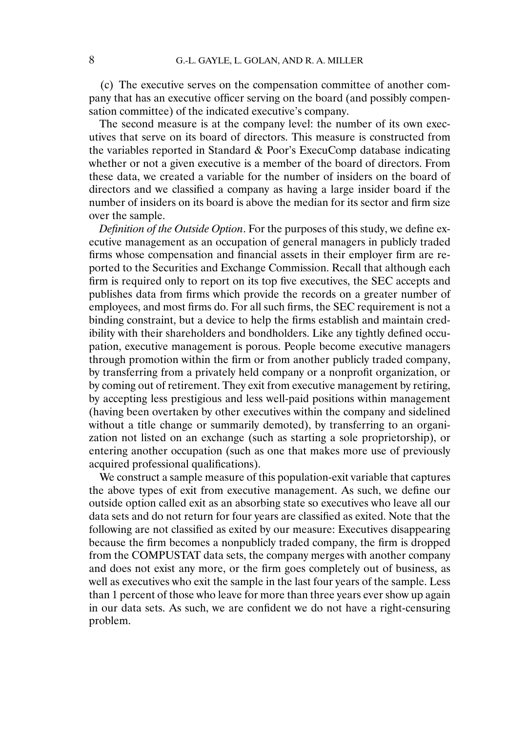(c) The executive serves on the compensation committee of another company that has an executive officer serving on the board (and possibly compensation committee) of the indicated executive's company.

The second measure is at the company level: the number of its own executives that serve on its board of directors. This measure is constructed from the variables reported in Standard & Poor's ExecuComp database indicating whether or not a given executive is a member of the board of directors. From these data, we created a variable for the number of insiders on the board of directors and we classified a company as having a large insider board if the number of insiders on its board is above the median for its sector and firm size over the sample.

*Definition of the Outside Option*. For the purposes of this study, we define executive management as an occupation of general managers in publicly traded firms whose compensation and financial assets in their employer firm are reported to the Securities and Exchange Commission. Recall that although each firm is required only to report on its top five executives, the SEC accepts and publishes data from firms which provide the records on a greater number of employees, and most firms do. For all such firms, the SEC requirement is not a binding constraint, but a device to help the firms establish and maintain credibility with their shareholders and bondholders. Like any tightly defined occupation, executive management is porous. People become executive managers through promotion within the firm or from another publicly traded company, by transferring from a privately held company or a nonprofit organization, or by coming out of retirement. They exit from executive management by retiring, by accepting less prestigious and less well-paid positions within management (having been overtaken by other executives within the company and sidelined without a title change or summarily demoted), by transferring to an organization not listed on an exchange (such as starting a sole proprietorship), or entering another occupation (such as one that makes more use of previously acquired professional qualifications).

We construct a sample measure of this population-exit variable that captures the above types of exit from executive management. As such, we define our outside option called exit as an absorbing state so executives who leave all our data sets and do not return for four years are classified as exited. Note that the following are not classified as exited by our measure: Executives disappearing because the firm becomes a nonpublicly traded company, the firm is dropped from the COMPUSTAT data sets, the company merges with another company and does not exist any more, or the firm goes completely out of business, as well as executives who exit the sample in the last four years of the sample. Less than 1 percent of those who leave for more than three years ever show up again in our data sets. As such, we are confident we do not have a right-censuring problem.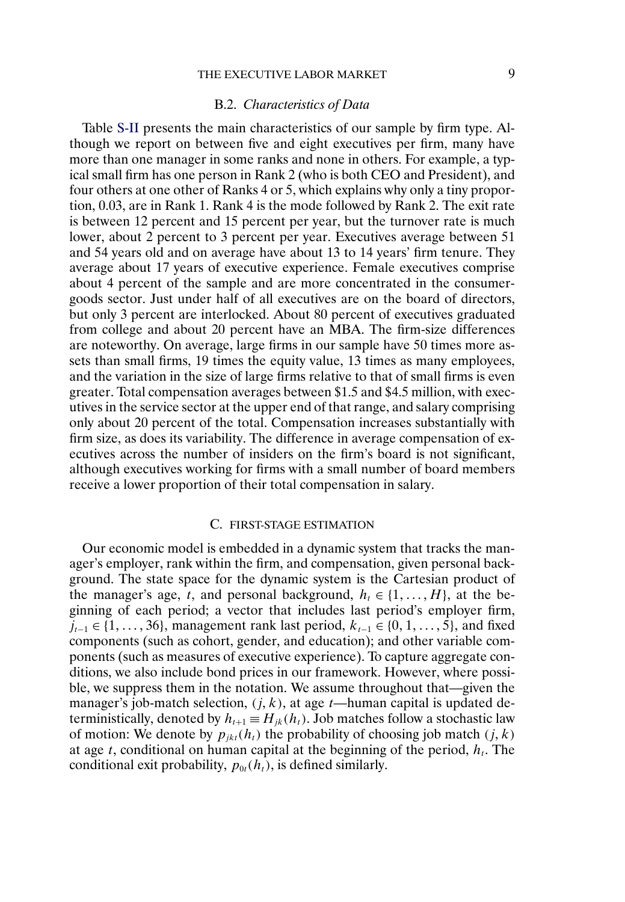### B.2. *Characteristics of Data*

Table S-II presents the main characteristics of our sample by firm type. Although we report on between five and eight executives per firm, many have more than one manager in some ranks and none in others. For example, a typical small firm has one person in Rank 2 (who is both CEO and President), and four others at one other of Ranks 4 or 5, which explains why only a tiny proportion, 0.03, are in Rank 1. Rank 4 is the mode followed by Rank 2. The exit rate is between 12 percent and 15 percent per year, but the turnover rate is much lower, about 2 percent to 3 percent per year. Executives average between 51 and 54 years old and on average have about 13 to 14 years' firm tenure. They average about 17 years of executive experience. Female executives comprise about 4 percent of the sample and are more concentrated in the consumer-goods sector. Just under half of all executives are on the board of directors, but only 3 percent are interlocked. About 80 percent of executives graduated from college and about 20 percent have an MBA. The firm-size differences are noteworthy. On average, large firms in our sample have 50 times more assets than small firms, 19 times the equity value, 13 times as many employees, and the variation in the size of large firms relative to that of small firms is even greater. Total compensation averages between \$1.5 and \$4.5 million, with executives in the service sector at the upper end of that range, and salary comprising only about 20 percent of the total. Compensation increases substantially with firm size, as does its variability. The difference in average compensation of executives across the number of insiders on the firm's board is not significant, although executives working for firms with a small number of board members receive a lower proportion of their total compensation in salary.

## C. FIRST-STAGE ESTIMATION

Our economic model is embedded in a dynamic system that tracks the manager's employer, rank within the firm, and compensation, given personal background. The state space for the dynamic system is the Cartesian product of the manager's age, $t$, and personal background, $h_t \in \{1, \ldots, H\}$, at the beginning of each period; a vector that includes last period's employer firm, $j_{t-1} \in \{1, \ldots, 36\}$, management rank last period, $k_{t-1} \in \{0, 1, \ldots, 5\}$, and fixed components (such as cohort, gender, and education); and other variable components (such as measures of executive experience). To capture aggregate conditions, we also include bond prices in our framework. However, where possible, we suppress them in the notation. We assume throughout that—given the manager's job-match selection, $(j, k)$, at age $t$—human capital is updated deterministically, denoted by $h_{t+1} \equiv H_{jk}(h_t)$. Job matches follow a stochastic law of motion: We denote by $p_{jkt}(h_t)$ the probability of choosing job match $(j, k)$ at age $t$, conditional on human capital at the beginning of the period, $h_t$. The conditional exit probability, $p_{0t}(h_t)$, is defined similarly.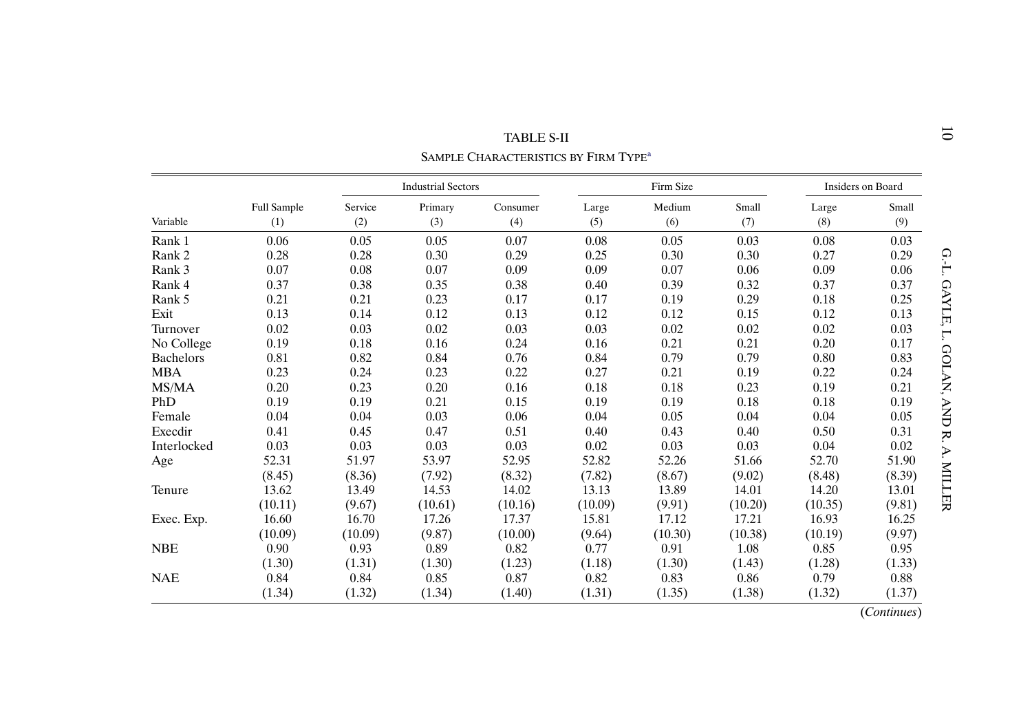TABLE S-II

SAMPLE CHARACTERISTICS BY FIRM TYPE[a]

| | | Industrial Sectors | | | Firm Size | | | Insiders on Board | |
|---|---|---|---|---|---|---|---|---|---|
| Variable | Full Sample (1) | Service (2) | Primary (3) | Consumer (4) | Large (5) | Medium (6) | Small (7) | Large (8) | Small (9) |
| Rank 1 | 0.06 | 0.05 | 0.05 | 0.07 | 0.08 | 0.05 | 0.03 | 0.08 | 0.03 |
| Rank 2 | 0.28 | 0.28 | 0.30 | 0.29 | 0.25 | 0.30 | 0.30 | 0.27 | 0.29 |
| Rank 3 | 0.07 | 0.08 | 0.07 | 0.09 | 0.09 | 0.07 | 0.06 | 0.09 | 0.06 |
| Rank 4 | 0.37 | 0.38 | 0.35 | 0.38 | 0.40 | 0.39 | 0.32 | 0.37 | 0.37 |
| Rank 5 | 0.21 | 0.21 | 0.23 | 0.17 | 0.17 | 0.19 | 0.29 | 0.18 | 0.25 |
| Exit | 0.13 | 0.14 | 0.12 | 0.13 | 0.12 | 0.12 | 0.15 | 0.12 | 0.13 |
| Turnover | 0.02 | 0.03 | 0.02 | 0.03 | 0.03 | 0.02 | 0.02 | 0.02 | 0.03 |
| No College | 0.19 | 0.18 | 0.16 | 0.24 | 0.16 | 0.21 | 0.21 | 0.20 | 0.17 |
| Bachelors | 0.81 | 0.82 | 0.84 | 0.76 | 0.84 | 0.79 | 0.79 | 0.80 | 0.83 |
| MBA | 0.23 | 0.24 | 0.23 | 0.22 | 0.27 | 0.21 | 0.19 | 0.22 | 0.24 |
| MS/MA | 0.20 | 0.23 | 0.20 | 0.16 | 0.18 | 0.18 | 0.23 | 0.19 | 0.21 |
| PhD | 0.19 | 0.19 | 0.21 | 0.15 | 0.19 | 0.19 | 0.18 | 0.18 | 0.19 |
| Female | 0.04 | 0.04 | 0.03 | 0.06 | 0.04 | 0.05 | 0.04 | 0.04 | 0.05 |
| Execdir | 0.41 | 0.45 | 0.47 | 0.51 | 0.40 | 0.43 | 0.40 | 0.50 | 0.31 |
| Interlocked | 0.03 | 0.03 | 0.03 | 0.03 | 0.02 | 0.03 | 0.03 | 0.04 | 0.02 |
| Age | 52.31 | 51.97 | 53.97 | 52.95 | 52.82 | 52.26 | 51.66 | 52.70 | 51.90 |
| | (8.45) | (8.36) | (7.92) | (8.32) | (7.82) | (8.67) | (9.02) | (8.48) | (8.39) |
| Tenure | 13.62 | 13.49 | 14.53 | 14.02 | 13.13 | 13.89 | 14.01 | 14.20 | 13.01 |
| | (10.11) | (9.67) | (10.61) | (10.16) | (10.09) | (9.91) | (10.20) | (10.35) | (9.81) |
| Exec. Exp. | 16.60 | 16.70 | 17.26 | 17.37 | 15.81 | 17.12 | 17.21 | 16.93 | 16.25 |
| | (10.09) | (10.09) | (9.87) | (10.00) | (9.64) | (10.30) | (10.38) | (10.19) | (9.97) |
| NBE | 0.90 | 0.93 | 0.89 | 0.82 | 0.77 | 0.91 | 1.08 | 0.85 | 0.95 |
| | (1.30) | (1.31) | (1.30) | (1.23) | (1.18) | (1.30) | (1.43) | (1.28) | (1.33) |
| NAE | 0.84 | 0.84 | 0.85 | 0.87 | 0.82 | 0.83 | 0.86 | 0.79 | 0.88 |
| | (1.34) | (1.32) | (1.34) | (1.40) | (1.31) | (1.35) | (1.38) | (1.32) | (1.37) |

(*Continues*)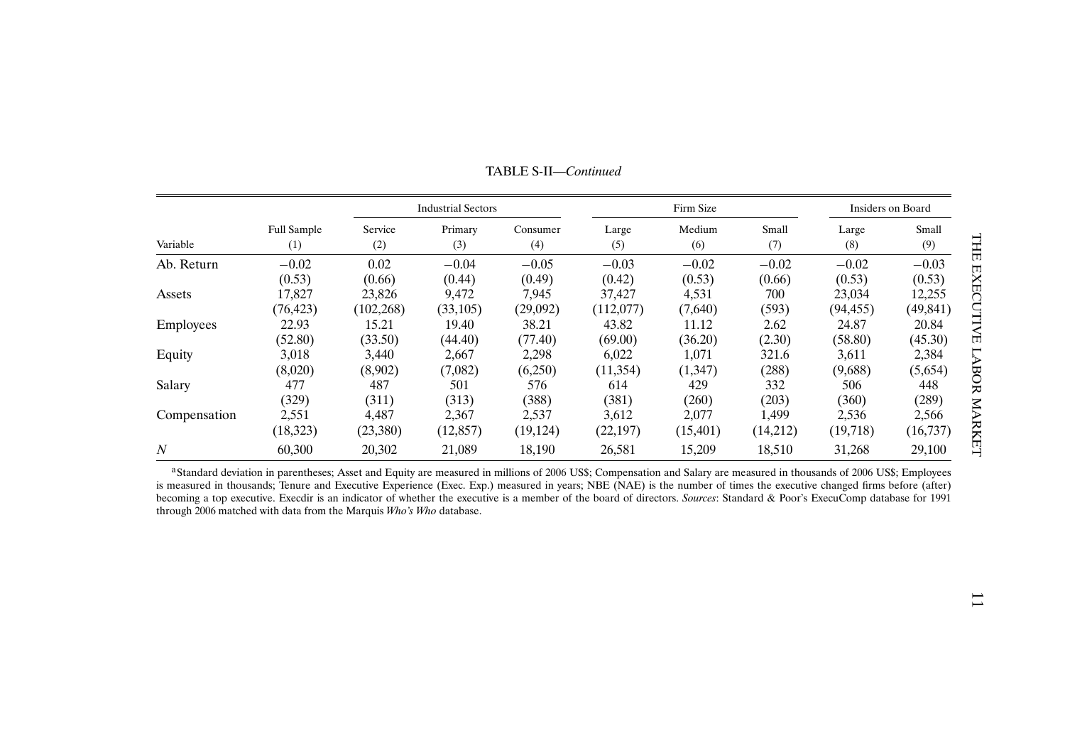TABLE S-II—*Continued*

| | | Industrial Sectors | | | Firm Size | | | Insiders on Board | |
|---|---|---|---|---|---|---|---|---|---|
| Variable | Full Sample (1) | Service (2) | Primary (3) | Consumer (4) | Large (5) | Medium (6) | Small (7) | Large (8) | Small (9) |
| Ab. Return | −0.02 | 0.02 | −0.04 | −0.05 | −0.03 | −0.02 | −0.02 | −0.02 | −0.03 |
| | (0.53) | (0.66) | (0.44) | (0.49) | (0.42) | (0.53) | (0.66) | (0.53) | (0.53) |
| Assets | 17,827 | 23,826 | 9,472 | 7,945 | 37,427 | 4,531 | 700 | 23,034 | 12,255 |
| | (76,423) | (102,268) | (33,105) | (29,092) | (112,077) | (7,640) | (593) | (94,455) | (49,841) |
| Employees | 22.93 | 15.21 | 19.40 | 38.21 | 43.82 | 11.12 | 2.62 | 24.87 | 20.84 |
| | (52.80) | (33.50) | (44.40) | (77.40) | (69.00) | (36.20) | (2.30) | (58.80) | (45.30) |
| Equity | 3,018 | 3,440 | 2,667 | 2,298 | 6,022 | 1,071 | 321.6 | 3,611 | 2,384 |
| | (8,020) | (8,902) | (7,082) | (6,250) | (11,354) | (1,347) | (288) | (9,688) | (5,654) |
| Salary | 477 | 487 | 501 | 576 | 614 | 429 | 332 | 506 | 448 |
| | (329) | (311) | (313) | (388) | (381) | (260) | (203) | (360) | (289) |
| Compensation | 2,551 | 4,487 | 2,367 | 2,537 | 3,612 | 2,077 | 1,499 | 2,536 | 2,566 |
| | (18,323) | (23,380) | (12,857) | (19,124) | (22,197) | (15,401) | (14,212) | (19,718) | (16,737) |
| $N$ | 60,300 | 20,302 | 21,089 | 18,190 | 26,581 | 15,209 | 18,510 | 31,268 | 29,100 |

[a]Standard deviation in parentheses; Asset and Equity are measured in millions of 2006 US$; Compensation and Salary are measured in thousands of 2006 US$; Employees is measured in thousands; Tenure and Executive Experience (Exec. Exp.) measured in years; NBE (NAE) is the number of times the executive changed firms before (after) becoming a top executive. Execdir is an indicator of whether the executive is a member of the board of directors. *Sources*: Standard & Poor's ExecuComp database for 1991 through 2006 matched with data from the Marquis *Who's Who* database.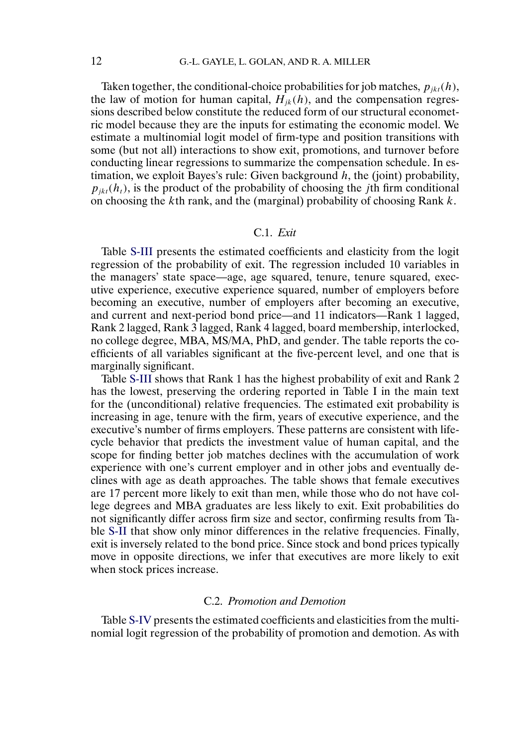Taken together, the conditional-choice probabilities for job matches, $p_{jkt}(h)$, the law of motion for human capital, $H_{jk}(h)$, and the compensation regressions described below constitute the reduced form of our structural econometric model because they are the inputs for estimating the economic model. We estimate a multinomial logit model of firm-type and position transitions with some (but not all) interactions to show exit, promotions, and turnover before conducting linear regressions to summarize the compensation schedule. In estimation, we exploit Bayes's rule: Given background $h$, the (joint) probability, $p_{jkt}(h_t)$, is the product of the probability of choosing the $j$th firm conditional on choosing the $k$th rank, and the (marginal) probability of choosing Rank $k$.

### C.1. *Exit*

Table S-III presents the estimated coefficients and elasticity from the logit regression of the probability of exit. The regression included 10 variables in the managers' state space—age, age squared, tenure, tenure squared, executive experience, executive experience squared, number of employers before becoming an executive, number of employers after becoming an executive, and current and next-period bond price—and 11 indicators—Rank 1 lagged, Rank 2 lagged, Rank 3 lagged, Rank 4 lagged, board membership, interlocked, no college degree, MBA, MS/MA, PhD, and gender. The table reports the coefficients of all variables significant at the five-percent level, and one that is marginally significant.

Table S-III shows that Rank 1 has the highest probability of exit and Rank 2 has the lowest, preserving the ordering reported in Table I in the main text for the (unconditional) relative frequencies. The estimated exit probability is increasing in age, tenure with the firm, years of executive experience, and the executive's number of firms employers. These patterns are consistent with life-cycle behavior that predicts the investment value of human capital, and the scope for finding better job matches declines with the accumulation of work experience with one's current employer and in other jobs and eventually declines with age as death approaches. The table shows that female executives are 17 percent more likely to exit than men, while those who do not have college degrees and MBA graduates are less likely to exit. Exit probabilities do not significantly differ across firm size and sector, confirming results from Table S-II that show only minor differences in the relative frequencies. Finally, exit is inversely related to the bond price. Since stock and bond prices typically move in opposite directions, we infer that executives are more likely to exit when stock prices increase.

### C.2. *Promotion and Demotion*

Table S-IV presents the estimated coefficients and elasticities from the multinomial logit regression of the probability of promotion and demotion. As with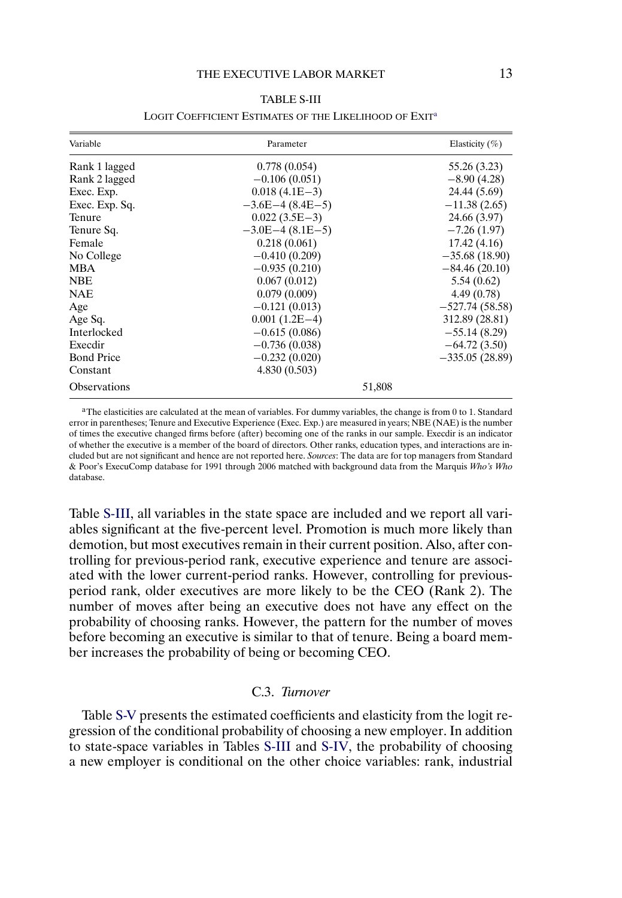TABLE S-III

LOGIT COEFFICIENT ESTIMATES OF THE LIKELIHOOD OF EXIT[a]

| Variable | Parameter | Elasticity (%) |
|---|---|---|
| Rank 1 lagged | 0.778 (0.054) | 55.26 (3.23) |
| Rank 2 lagged | −0.106 (0.051) | −8.90 (4.28) |
| Exec. Exp. | 0.018 (4.1E−3) | 24.44 (5.69) |
| Exec. Exp. Sq. | −3.6E−4 (8.4E−5) | −11.38 (2.65) |
| Tenure | 0.022 (3.5E−3) | 24.66 (3.97) |
| Tenure Sq. | −3.0E−4 (8.1E−5) | −7.26 (1.97) |
| Female | 0.218 (0.061) | 17.42 (4.16) |
| No College | −0.410 (0.209) | −35.68 (18.90) |
| MBA | −0.935 (0.210) | −84.46 (20.10) |
| NBE | 0.067 (0.012) | 5.54 (0.62) |
| NAE | 0.079 (0.009) | 4.49 (0.78) |
| Age | −0.121 (0.013) | −527.74 (58.58) |
| Age Sq. | 0.001 (1.2E−4) | 312.89 (28.81) |
| Interlocked | −0.615 (0.086) | −55.14 (8.29) |
| Execdir | −0.736 (0.038) | −64.72 (3.50) |
| Bond Price | −0.232 (0.020) | −335.05 (28.89) |
| Constant | 4.830 (0.503) | |
| Observations | 51,808 | |

[a]The elasticities are calculated at the mean of variables. For dummy variables, the change is from 0 to 1. Standard error in parentheses; Tenure and Executive Experience (Exec. Exp.) are measured in years; NBE (NAE) is the number of times the executive changed firms before (after) becoming one of the ranks in our sample. Execdir is an indicator of whether the executive is a member of the board of directors. Other ranks, education types, and interactions are included but are not significant and hence are not reported here. *Sources*: The data are for top managers from Standard & Poor's ExecuComp database for 1991 through 2006 matched with background data from the Marquis *Who's Who* database.

Table S-III, all variables in the state space are included and we report all variables significant at the five-percent level. Promotion is much more likely than demotion, but most executives remain in their current position. Also, after controlling for previous-period rank, executive experience and tenure are associated with the lower current-period ranks. However, controlling for previous-period rank, older executives are more likely to be the CEO (Rank 2). The number of moves after being an executive does not have any effect on the probability of choosing ranks. However, the pattern for the number of moves before becoming an executive is similar to that of tenure. Being a board member increases the probability of being or becoming CEO.

### C.3. *Turnover*

Table S-V presents the estimated coefficients and elasticity from the logit regression of the conditional probability of choosing a new employer. In addition to state-space variables in Tables S-III and S-IV, the probability of choosing a new employer is conditional on the other choice variables: rank, industrial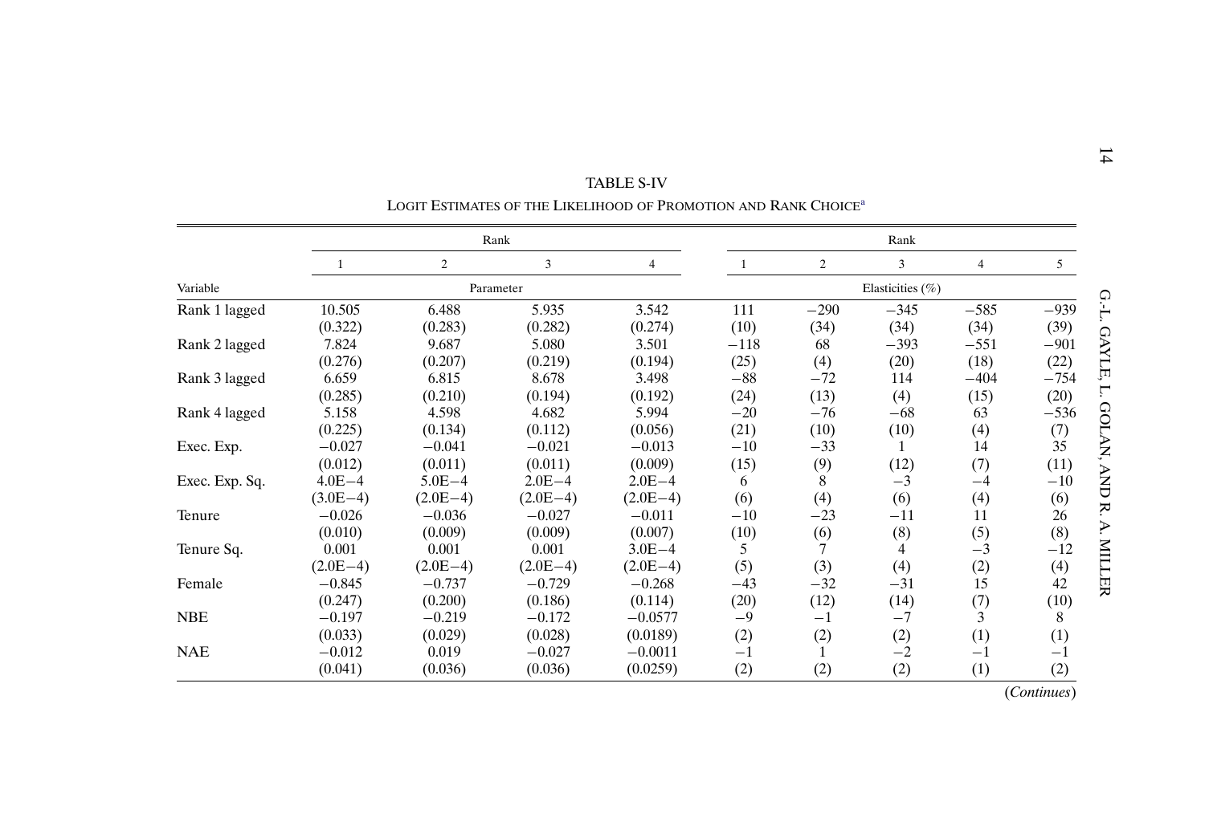TABLE S-IV

LOGIT ESTIMATES OF THE LIKELIHOOD OF PROMOTION AND RANK CHOICE[a]

| | Rank | | | | Rank | | | | |
|---|---|---|---|---|---|---|---|---|---|
| | 1 | 2 | 3 | 4 | 1 | 2 | 3 | 4 | 5 |
| Variable | Parameter | | | | Elasticities (%) | | | | |
| Rank 1 lagged | 10.505 | 6.488 | 5.935 | 3.542 | 111 | −290 | −345 | −585 | −939 |
| | (0.322) | (0.283) | (0.282) | (0.274) | (10) | (34) | (34) | (34) | (39) |
| Rank 2 lagged | 7.824 | 9.687 | 5.080 | 3.501 | −118 | 68 | −393 | −551 | −901 |
| | (0.276) | (0.207) | (0.219) | (0.194) | (25) | (4) | (20) | (18) | (22) |
| Rank 3 lagged | 6.659 | 6.815 | 8.678 | 3.498 | −88 | −72 | 114 | −404 | −754 |
| | (0.285) | (0.210) | (0.194) | (0.192) | (24) | (13) | (4) | (15) | (20) |
| Rank 4 lagged | 5.158 | 4.598 | 4.682 | 5.994 | −20 | −76 | −68 | 63 | −536 |
| | (0.225) | (0.134) | (0.112) | (0.056) | (21) | (10) | (10) | (4) | (7) |
| Exec. Exp. | −0.027 | −0.041 | −0.021 | −0.013 | −10 | −33 | 1 | 14 | 35 |
| | (0.012) | (0.011) | (0.011) | (0.009) | (15) | (9) | (12) | (7) | (11) |
| Exec. Exp. Sq. | 4.0E−4 | 5.0E−4 | 2.0E−4 | 2.0E−4 | 6 | 8 | −3 | −4 | −10 |
| | (3.0E−4) | (2.0E−4) | (2.0E−4) | (2.0E−4) | (6) | (4) | (6) | (4) | (6) |
| Tenure | −0.026 | −0.036 | −0.027 | −0.011 | −10 | −23 | −11 | 11 | 26 |
| | (0.010) | (0.009) | (0.009) | (0.007) | (10) | (6) | (8) | (5) | (8) |
| Tenure Sq. | 0.001 | 0.001 | 0.001 | 3.0E−4 | 5 | 7 | 4 | −3 | −12 |
| | (2.0E−4) | (2.0E−4) | (2.0E−4) | (2.0E−4) | (5) | (3) | (4) | (2) | (4) |
| Female | −0.845 | −0.737 | −0.729 | −0.268 | −43 | −32 | −31 | 15 | 42 |
| | (0.247) | (0.200) | (0.186) | (0.114) | (20) | (12) | (14) | (7) | (10) |
| NBE | −0.197 | −0.219 | −0.172 | −0.0577 | −9 | −1 | −7 | 3 | 8 |
| | (0.033) | (0.029) | (0.028) | (0.0189) | (2) | (2) | (2) | (1) | (1) |
| NAE | −0.012 | 0.019 | −0.027 | −0.0011 | −1 | 1 | −2 | −1 | −1 |
| | (0.041) | (0.036) | (0.036) | (0.0259) | (2) | (2) | (2) | (1) | (2) |

(*Continues*)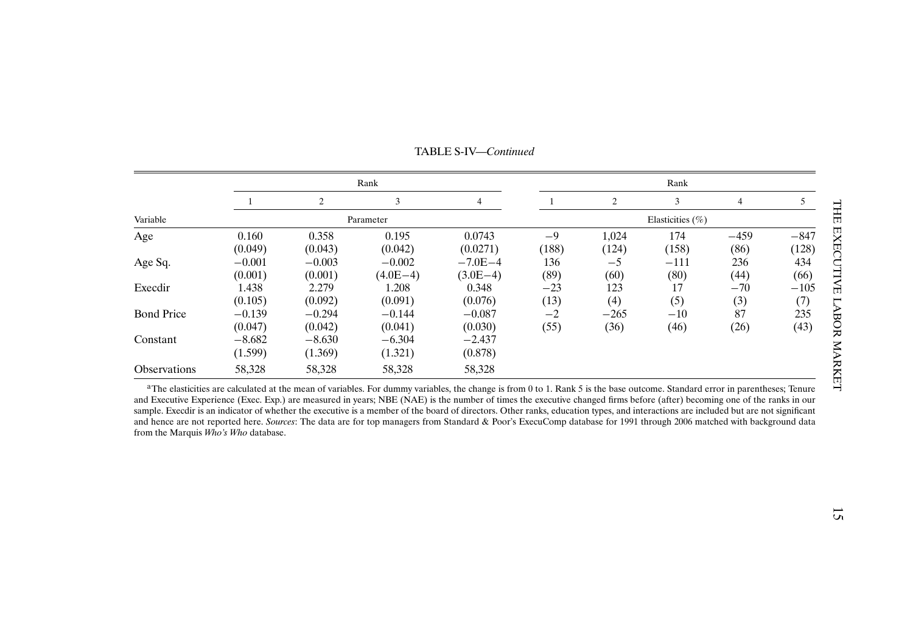TABLE S-IV—*Continued*

| | Rank | | | | Rank | | | | |
|---|---|---|---|---|---|---|---|---|---|
| | 1 | 2 | 3 | 4 | 1 | 2 | 3 | 4 | 5 |
| Variable | Parameter | | | | Elasticities (%) | | | | |
| Age | 0.160 | 0.358 | 0.195 | 0.0743 | −9 | 1,024 | 174 | −459 | −847 |
| | (0.049) | (0.043) | (0.042) | (0.0271) | (188) | (124) | (158) | (86) | (128) |
| Age Sq. | −0.001 | −0.003 | −0.002 | −7.0E−4 | 136 | −5 | −111 | 236 | 434 |
| | (0.001) | (0.001) | (4.0E−4) | (3.0E−4) | (89) | (60) | (80) | (44) | (66) |
| Execdir | 1.438 | 2.279 | 1.208 | 0.348 | −23 | 123 | 17 | −70 | −105 |
| | (0.105) | (0.092) | (0.091) | (0.076) | (13) | (4) | (5) | (3) | (7) |
| Bond Price | −0.139 | −0.294 | −0.144 | −0.087 | −2 | −265 | −10 | 87 | 235 |
| | (0.047) | (0.042) | (0.041) | (0.030) | (55) | (36) | (46) | (26) | (43) |
| Constant | −8.682 | −8.630 | −6.304 | −2.437 | | | | | |
| | (1.599) | (1.369) | (1.321) | (0.878) | | | | | |
| Observations | 58,328 | 58,328 | 58,328 | 58,328 | | | | | |

[a]The elasticities are calculated at the mean of variables. For dummy variables, the change is from 0 to 1. Rank 5 is the base outcome. Standard error in parentheses; Tenure and Executive Experience (Exec. Exp.) are measured in years; NBE (NAE) is the number of times the executive changed firms before (after) becoming one of the ranks in our sample. Execdir is an indicator of whether the executive is a member of the board of directors. Other ranks, education types, and interactions are included but are not significant and hence are not reported here. *Sources*: The data are for top managers from Standard & Poor's ExecuComp database for 1991 through 2006 matched with background data from the Marquis *Who's Who* database.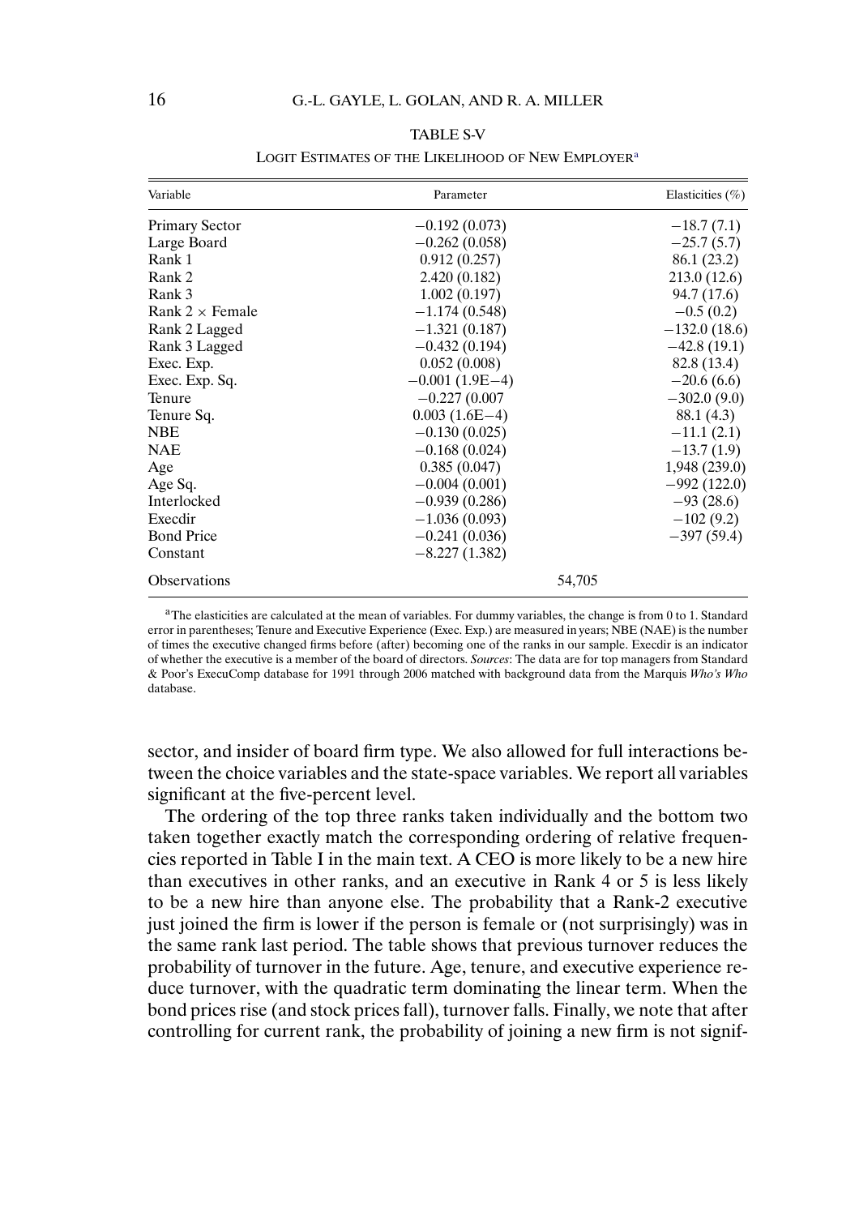TABLE S-V

LOGIT ESTIMATES OF THE LIKELIHOOD OF NEW EMPLOYER[a]

| Variable | Parameter | Elasticities (%) |
|---|---|---|
| Primary Sector | −0.192 (0.073) | −18.7 (7.1) |
| Large Board | −0.262 (0.058) | −25.7 (5.7) |
| Rank 1 | 0.912 (0.257) | 86.1 (23.2) |
| Rank 2 | 2.420 (0.182) | 213.0 (12.6) |
| Rank 3 | 1.002 (0.197) | 94.7 (17.6) |
| Rank 2 × Female | −1.174 (0.548) | −0.5 (0.2) |
| Rank 2 Lagged | −1.321 (0.187) | −132.0 (18.6) |
| Rank 3 Lagged | −0.432 (0.194) | −42.8 (19.1) |
| Exec. Exp. | 0.052 (0.008) | 82.8 (13.4) |
| Exec. Exp. Sq. | −0.001 (1.9E−4) | −20.6 (6.6) |
| Tenure | −0.227 (0.007 | −302.0 (9.0) |
| Tenure Sq. | 0.003 (1.6E−4) | 88.1 (4.3) |
| NBE | −0.130 (0.025) | −11.1 (2.1) |
| NAE | −0.168 (0.024) | −13.7 (1.9) |
| Age | 0.385 (0.047) | 1,948 (239.0) |
| Age Sq. | −0.004 (0.001) | −992 (122.0) |
| Interlocked | −0.939 (0.286) | −93 (28.6) |
| Execdir | −1.036 (0.093) | −102 (9.2) |
| Bond Price | −0.241 (0.036) | −397 (59.4) |
| Constant | −8.227 (1.382) | |
| Observations | 54,705 | |

[a]The elasticities are calculated at the mean of variables. For dummy variables, the change is from 0 to 1. Standard error in parentheses; Tenure and Executive Experience (Exec. Exp.) are measured in years; NBE (NAE) is the number of times the executive changed firms before (after) becoming one of the ranks in our sample. Execdir is an indicator of whether the executive is a member of the board of directors. *Sources*: The data are for top managers from Standard & Poor's ExecuComp database for 1991 through 2006 matched with background data from the Marquis *Who's Who* database.

sector, and insider of board firm type. We also allowed for full interactions between the choice variables and the state-space variables. We report all variables significant at the five-percent level.

The ordering of the top three ranks taken individually and the bottom two taken together exactly match the corresponding ordering of relative frequencies reported in Table I in the main text. A CEO is more likely to be a new hire than executives in other ranks, and an executive in Rank 4 or 5 is less likely to be a new hire than anyone else. The probability that a Rank-2 executive just joined the firm is lower if the person is female or (not surprisingly) was in the same rank last period. The table shows that previous turnover reduces the probability of turnover in the future. Age, tenure, and executive experience reduce turnover, with the quadratic term dominating the linear term. When the bond prices rise (and stock prices fall), turnover falls. Finally, we note that after controlling for current rank, the probability of joining a new firm is not signif-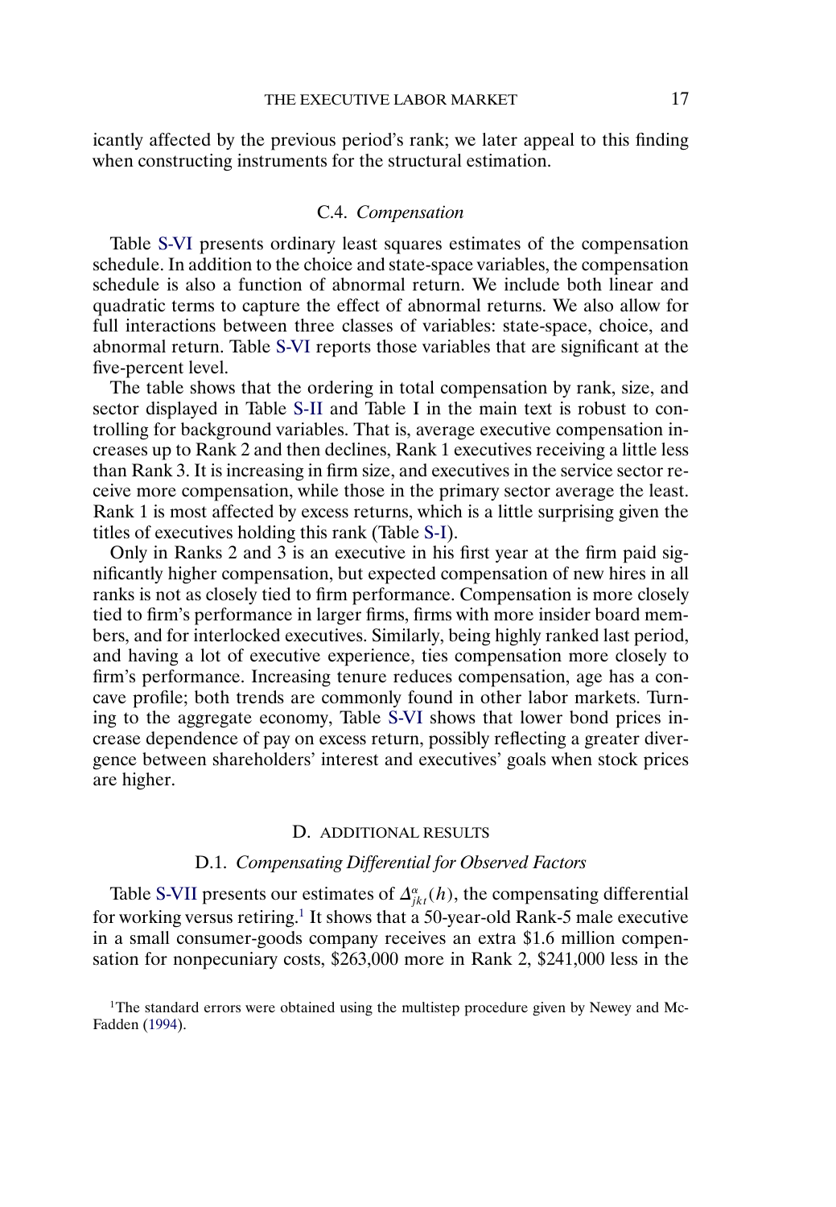icantly affected by the previous period's rank; we later appeal to this finding when constructing instruments for the structural estimation.

### C.4. *Compensation*

Table S-VI presents ordinary least squares estimates of the compensation schedule. In addition to the choice and state-space variables, the compensation schedule is also a function of abnormal return. We include both linear and quadratic terms to capture the effect of abnormal returns. We also allow for full interactions between three classes of variables: state-space, choice, and abnormal return. Table S-VI reports those variables that are significant at the five-percent level.

The table shows that the ordering in total compensation by rank, size, and sector displayed in Table S-II and Table I in the main text is robust to controlling for background variables. That is, average executive compensation increases up to Rank 2 and then declines, Rank 1 executives receiving a little less than Rank 3. It is increasing in firm size, and executives in the service sector receive more compensation, while those in the primary sector average the least. Rank 1 is most affected by excess returns, which is a little surprising given the titles of executives holding this rank (Table S-I).

Only in Ranks 2 and 3 is an executive in his first year at the firm paid significantly higher compensation, but expected compensation of new hires in all ranks is not as closely tied to firm performance. Compensation is more closely tied to firm's performance in larger firms, firms with more insider board members, and for interlocked executives. Similarly, being highly ranked last period, and having a lot of executive experience, ties compensation more closely to firm's performance. Increasing tenure reduces compensation, age has a concave profile; both trends are commonly found in other labor markets. Turning to the aggregate economy, Table S-VI shows that lower bond prices increase dependence of pay on excess return, possibly reflecting a greater divergence between shareholders' interest and executives' goals when stock prices are higher.

## D. ADDITIONAL RESULTS

### D.1. *Compensating Differential for Observed Factors*

Table S-VII presents our estimates of $\Delta^{\alpha}_{jkt}(h)$, the compensating differential for working versus retiring.[1] It shows that a 50-year-old Rank-5 male executive in a small consumer-goods company receives an extra \$1.6 million compensation for nonpecuniary costs, \$263,000 more in Rank 2, \$241,000 less in the

[1] The standard errors were obtained using the multistep procedure given by Newey and McFadden (1994).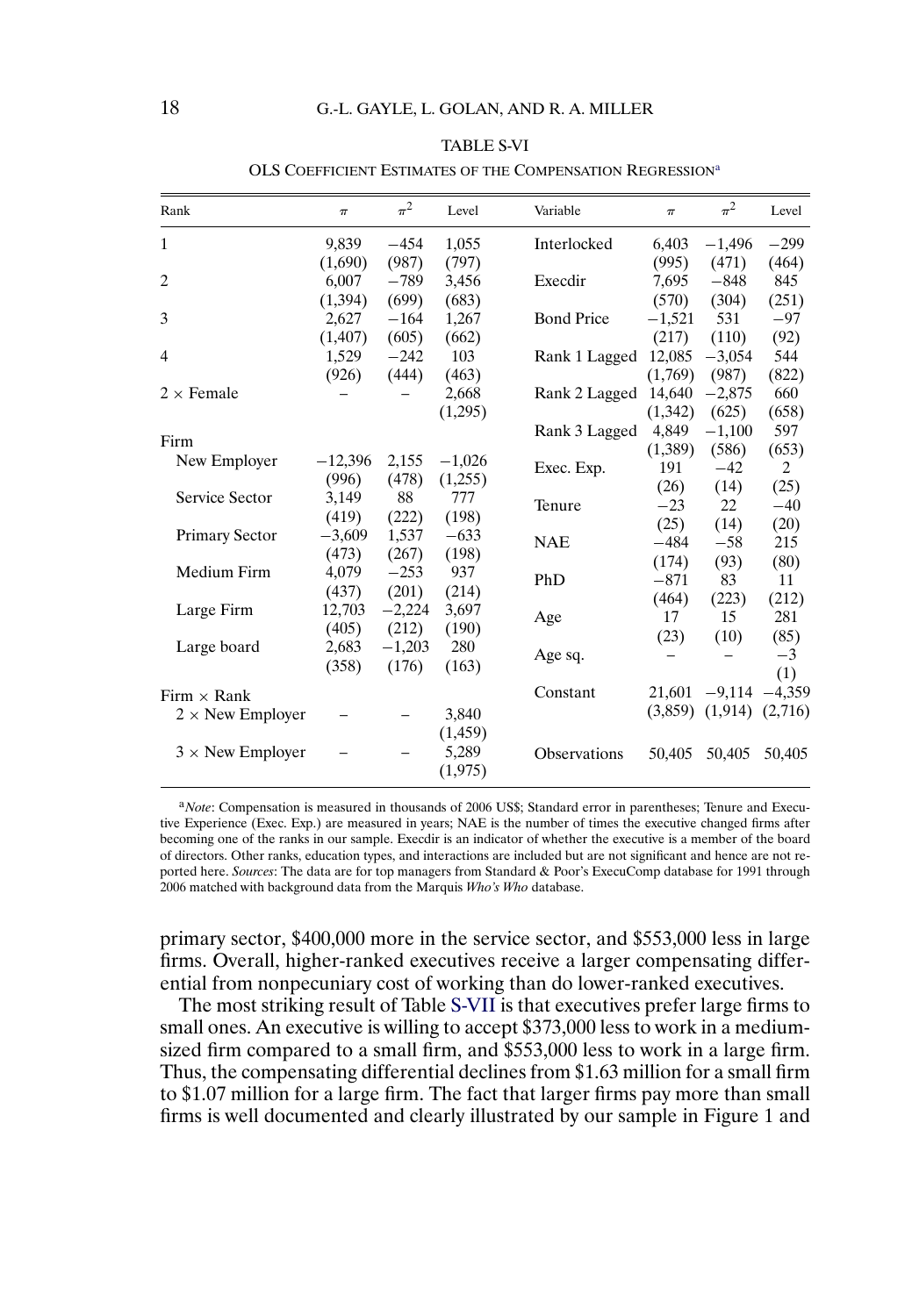TABLE S-VI

OLS COEFFICIENT ESTIMATES OF THE COMPENSATION REGRESSION[a]

| Rank | $\pi$ | $\pi^2$ | Level | Variable | $\pi$ | $\pi^2$ | Level |
|---|---|---|---|---|---|---|---|
| 1 | 9,839 | −454 | 1,055 | Interlocked | 6,403 | −1,496 | −299 |
| | (1,690) | (987) | (797) | | (995) | (471) | (464) |
| 2 | 6,007 | −789 | 3,456 | Execdir | 7,695 | −848 | 845 |
| | (1,394) | (699) | (683) | | (570) | (304) | (251) |
| 3 | 2,627 | −164 | 1,267 | Bond Price | −1,521 | 531 | −97 |
| | (1,407) | (605) | (662) | | (217) | (110) | (92) |
| 4 | 1,529 | −242 | 103 | Rank 1 Lagged | 12,085 | −3,054 | 544 |
| | (926) | (444) | (463) | | (1,769) | (987) | (822) |
| 2 × Female | – | – | 2,668 | Rank 2 Lagged | 14,640 | −2,875 | 660 |
| | | | (1,295) | | (1,342) | (625) | (658) |
| Firm | | | | Rank 3 Lagged | 4,849 | −1,100 | 597 |
| | | | | | (1,389) | (586) | (653) |
| New Employer | −12,396 | 2,155 | −1,026 | Exec. Exp. | 191 | −42 | 2 |
| | (996) | (478) | (1,255) | | (26) | (14) | (25) |
| Service Sector | 3,149 | 88 | 777 | Tenure | −23 | 22 | −40 |
| | (419) | (222) | (198) | | (25) | (14) | (20) |
| Primary Sector | −3,609 | 1,537 | −633 | NAE | −484 | −58 | 215 |
| | (473) | (267) | (198) | | (174) | (93) | (80) |
| Medium Firm | 4,079 | −253 | 937 | PhD | −871 | 83 | 11 |
| | (437) | (201) | (214) | | (464) | (223) | (212) |
| Large Firm | 12,703 | −2,224 | 3,697 | Age | 17 | 15 | 281 |
| | (405) | (212) | (190) | | (23) | (10) | (85) |
| Large board | 2,683 | −1,203 | 280 | Age sq. | – | – | −3 |
| | (358) | (176) | (163) | | | | (1) |
| Firm × Rank | | | | Constant | 21,601 | −9,114 | −4,359 |
| 2 × New Employer | – | – | 3,840 | | (3,859) | (1,914) | (2,716) |
| | | | (1,459) | | | | |
| 3 × New Employer | – | – | 5,289 | Observations | 50,405 | 50,405 | 50,405 |
| | | | (1,975) | | | | |

[a]*Note*: Compensation is measured in thousands of 2006 US$; Standard error in parentheses; Tenure and Executive Experience (Exec. Exp.) are measured in years; NAE is the number of times the executive changed firms after becoming one of the ranks in our sample. Execdir is an indicator of whether the executive is a member of the board of directors. Other ranks, education types, and interactions are included but are not significant and hence are not reported here. *Sources*: The data are for top managers from Standard & Poor's ExecuComp database for 1991 through 2006 matched with background data from the Marquis *Who's Who* database.

primary sector, $400,000 more in the service sector, and $553,000 less in large firms. Overall, higher-ranked executives receive a larger compensating differential from nonpecuniary cost of working than do lower-ranked executives.

The most striking result of Table S-VII is that executives prefer large firms to small ones. An executive is willing to accept $373,000 less to work in a medium-sized firm compared to a small firm, and $553,000 less to work in a large firm. Thus, the compensating differential declines from $1.63 million for a small firm to $1.07 million for a large firm. The fact that larger firms pay more than small firms is well documented and clearly illustrated by our sample in Figure 1 and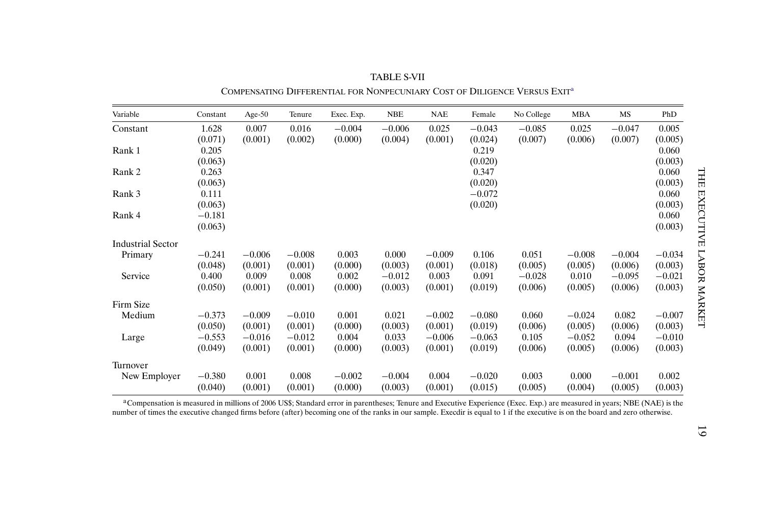TABLE S-VII

COMPENSATING DIFFERENTIAL FOR NONPECUNIARY COST OF DILIGENCE VERSUS EXIT[a]

| Variable | Constant | Age-50 | Tenure | Exec. Exp. | NBE | NAE | Female | No College | MBA | MS | PhD |
|---|---|---|---|---|---|---|---|---|---|---|---|
| Constant | 1.628 | 0.007 | 0.016 | −0.004 | −0.006 | 0.025 | −0.043 | −0.085 | 0.025 | −0.047 | 0.005 |
| | (0.071) | (0.001) | (0.002) | (0.000) | (0.004) | (0.001) | (0.024) | (0.007) | (0.006) | (0.007) | (0.005) |
| Rank 1 | 0.205 | | | | | | 0.219 | | | | 0.060 |
| | (0.063) | | | | | | (0.020) | | | | (0.003) |
| Rank 2 | 0.263 | | | | | | 0.347 | | | | 0.060 |
| | (0.063) | | | | | | (0.020) | | | | (0.003) |
| Rank 3 | 0.111 | | | | | | −0.072 | | | | 0.060 |
| | (0.063) | | | | | | (0.020) | | | | (0.003) |
| Rank 4 | −0.181 | | | | | | | | | | 0.060 |
| | (0.063) | | | | | | | | | | (0.003) |
| Industrial Sector | | | | | | | | | | | |
| Primary | −0.241 | −0.006 | −0.008 | 0.003 | 0.000 | −0.009 | 0.106 | 0.051 | −0.008 | −0.004 | −0.034 |
| | (0.048) | (0.001) | (0.001) | (0.000) | (0.003) | (0.001) | (0.018) | (0.005) | (0.005) | (0.006) | (0.003) |
| Service | 0.400 | 0.009 | 0.008 | 0.002 | −0.012 | 0.003 | 0.091 | −0.028 | 0.010 | −0.095 | −0.021 |
| | (0.050) | (0.001) | (0.001) | (0.000) | (0.003) | (0.001) | (0.019) | (0.006) | (0.005) | (0.006) | (0.003) |
| Firm Size | | | | | | | | | | | |
| Medium | −0.373 | −0.009 | −0.010 | 0.001 | 0.021 | −0.002 | −0.080 | 0.060 | −0.024 | 0.082 | −0.007 |
| | (0.050) | (0.001) | (0.001) | (0.000) | (0.003) | (0.001) | (0.019) | (0.006) | (0.005) | (0.006) | (0.003) |
| Large | −0.553 | −0.016 | −0.012 | 0.004 | 0.033 | −0.006 | −0.063 | 0.105 | −0.052 | 0.094 | −0.010 |
| | (0.049) | (0.001) | (0.001) | (0.000) | (0.003) | (0.001) | (0.019) | (0.006) | (0.005) | (0.006) | (0.003) |
| Turnover | | | | | | | | | | | |
| New Employer | −0.380 | 0.001 | 0.008 | −0.002 | −0.004 | 0.004 | −0.020 | 0.003 | 0.000 | −0.001 | 0.002 |
| | (0.040) | (0.001) | (0.001) | (0.000) | (0.003) | (0.001) | (0.015) | (0.005) | (0.004) | (0.005) | (0.003) |

[a]Compensation is measured in millions of 2006 US$; Standard error in parentheses; Tenure and Executive Experience (Exec. Exp.) are measured in years; NBE (NAE) is the number of times the executive changed firms before (after) becoming one of the ranks in our sample. Execdir is equal to 1 if the executive is on the board and zero otherwise.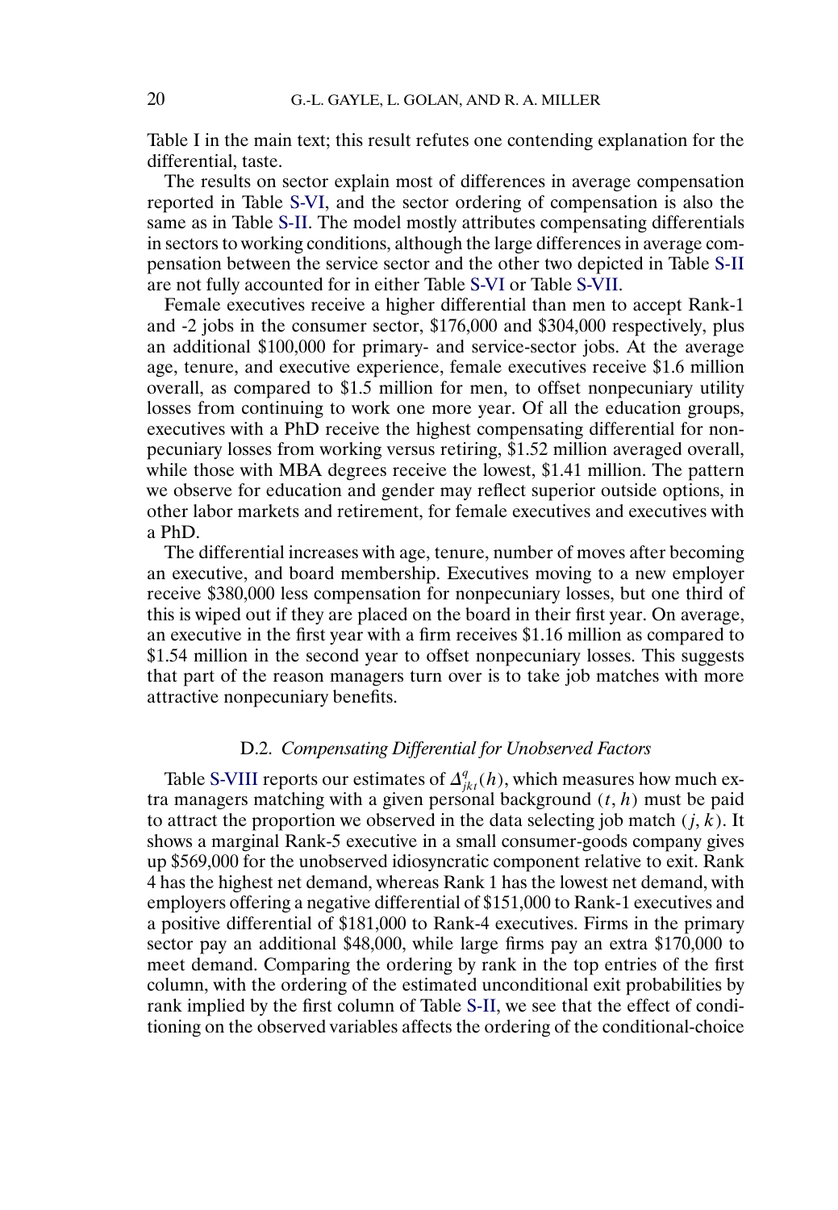Table I in the main text; this result refutes one contending explanation for the differential, taste.

The results on sector explain most of differences in average compensation reported in Table S-VI, and the sector ordering of compensation is also the same as in Table S-II. The model mostly attributes compensating differentials in sectors to working conditions, although the large differences in average compensation between the service sector and the other two depicted in Table S-II are not fully accounted for in either Table S-VI or Table S-VII.

Female executives receive a higher differential than men to accept Rank-1 and -2 jobs in the consumer sector, \$176,000 and \$304,000 respectively, plus an additional \$100,000 for primary- and service-sector jobs. At the average age, tenure, and executive experience, female executives receive \$1.6 million overall, as compared to \$1.5 million for men, to offset nonpecuniary utility losses from continuing to work one more year. Of all the education groups, executives with a PhD receive the highest compensating differential for nonpecuniary losses from working versus retiring, \$1.52 million averaged overall, while those with MBA degrees receive the lowest, \$1.41 million. The pattern we observe for education and gender may reflect superior outside options, in other labor markets and retirement, for female executives and executives with a PhD.

The differential increases with age, tenure, number of moves after becoming an executive, and board membership. Executives moving to a new employer receive \$380,000 less compensation for nonpecuniary losses, but one third of this is wiped out if they are placed on the board in their first year. On average, an executive in the first year with a firm receives \$1.16 million as compared to \$1.54 million in the second year to offset nonpecuniary losses. This suggests that part of the reason managers turn over is to take job matches with more attractive nonpecuniary benefits.

### D.2. *Compensating Differential for Unobserved Factors*

Table S-VIII reports our estimates of $\Delta^{q}_{jkt}(h)$, which measures how much extra managers matching with a given personal background $(t, h)$ must be paid to attract the proportion we observed in the data selecting job match $(j, k)$. It shows a marginal Rank-5 executive in a small consumer-goods company gives up \$569,000 for the unobserved idiosyncratic component relative to exit. Rank 4 has the highest net demand, whereas Rank 1 has the lowest net demand, with employers offering a negative differential of \$151,000 to Rank-1 executives and a positive differential of \$181,000 to Rank-4 executives. Firms in the primary sector pay an additional \$48,000, while large firms pay an extra \$170,000 to meet demand. Comparing the ordering by rank in the top entries of the first column, with the ordering of the estimated unconditional exit probabilities by rank implied by the first column of Table S-II, we see that the effect of conditioning on the observed variables affects the ordering of the conditional-choice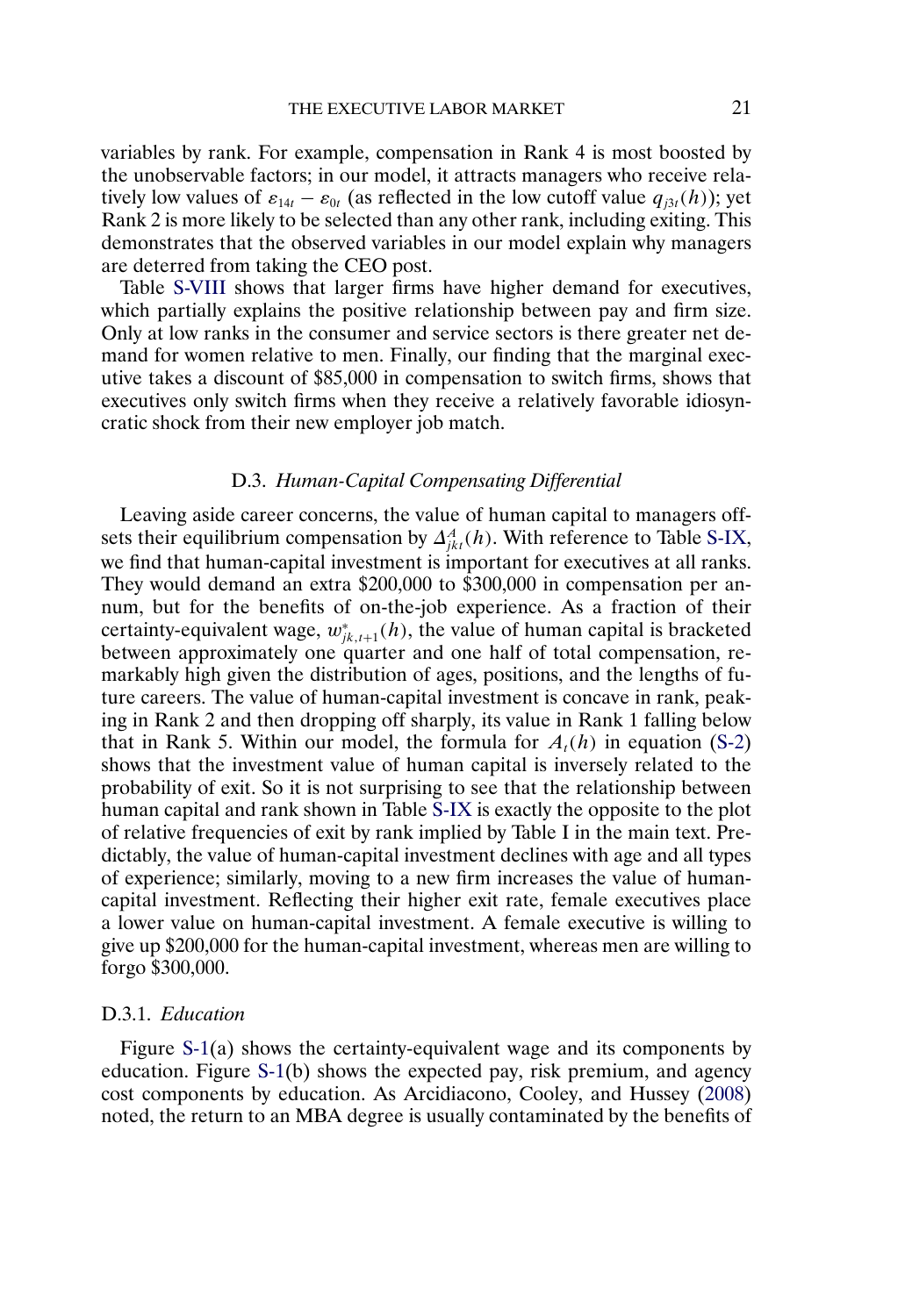variables by rank. For example, compensation in Rank 4 is most boosted by the unobservable factors; in our model, it attracts managers who receive relatively low values of $\varepsilon_{14t} - \varepsilon_{0t}$ (as reflected in the low cutoff value $q_{j3t}(h)$); yet Rank 2 is more likely to be selected than any other rank, including exiting. This demonstrates that the observed variables in our model explain why managers are deterred from taking the CEO post.

Table S-VIII shows that larger firms have higher demand for executives, which partially explains the positive relationship between pay and firm size. Only at low ranks in the consumer and service sectors is there greater net demand for women relative to men. Finally, our finding that the marginal executive takes a discount of $85,000 in compensation to switch firms, shows that executives only switch firms when they receive a relatively favorable idiosyncratic shock from their new employer job match.

### D.3. *Human-Capital Compensating Differential*

Leaving aside career concerns, the value of human capital to managers offsets their equilibrium compensation by $\Delta^A_{jkt}(h)$. With reference to Table S-IX, we find that human-capital investment is important for executives at all ranks. They would demand an extra $200,000 to $300,000 in compensation per annum, but for the benefits of on-the-job experience. As a fraction of their certainty-equivalent wage, $w^*_{jk,t+1}(h)$, the value of human capital is bracketed between approximately one quarter and one half of total compensation, remarkably high given the distribution of ages, positions, and the lengths of future careers. The value of human-capital investment is concave in rank, peaking in Rank 2 and then dropping off sharply, its value in Rank 1 falling below that in Rank 5. Within our model, the formula for $A_t(h)$ in equation (S-2) shows that the investment value of human capital is inversely related to the probability of exit. So it is not surprising to see that the relationship between human capital and rank shown in Table S-IX is exactly the opposite to the plot of relative frequencies of exit by rank implied by Table I in the main text. Predictably, the value of human-capital investment declines with age and all types of experience; similarly, moving to a new firm increases the value of human-capital investment. Reflecting their higher exit rate, female executives place a lower value on human-capital investment. A female executive is willing to give up $200,000 for the human-capital investment, whereas men are willing to forgo $300,000.

#### D.3.1. *Education*

Figure S-1(a) shows the certainty-equivalent wage and its components by education. Figure S-1(b) shows the expected pay, risk premium, and agency cost components by education. As Arcidiacono, Cooley, and Hussey (2008) noted, the return to an MBA degree is usually contaminated by the benefits of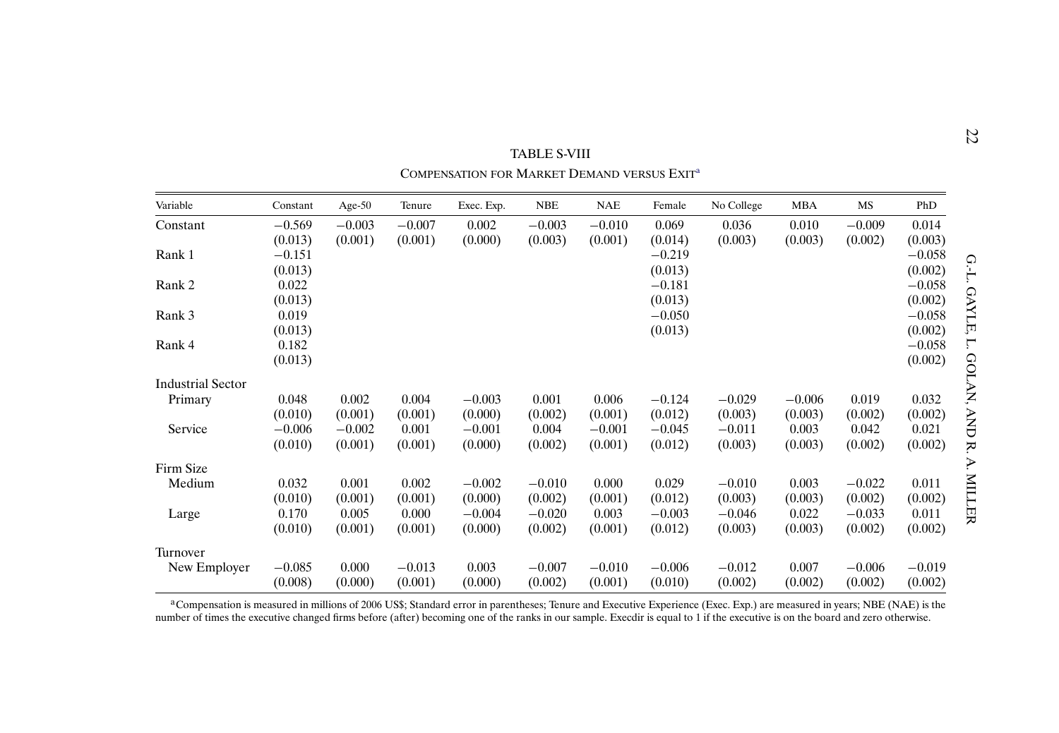TABLE S-VIII

COMPENSATION FOR MARKET DEMAND VERSUS EXIT[a]

| Variable | Constant | Age-50 | Tenure | Exec. Exp. | NBE | NAE | Female | No College | MBA | MS | PhD |
|---|---|---|---|---|---|---|---|---|---|---|---|
| Constant | −0.569 | −0.003 | −0.007 | 0.002 | −0.003 | −0.010 | 0.069 | 0.036 | 0.010 | −0.009 | 0.014 |
| | (0.013) | (0.001) | (0.001) | (0.000) | (0.003) | (0.001) | (0.014) | (0.003) | (0.003) | (0.002) | (0.003) |
| Rank 1 | −0.151 | | | | | | −0.219 | | | | −0.058 |
| | (0.013) | | | | | | (0.013) | | | | (0.002) |
| Rank 2 | 0.022 | | | | | | −0.181 | | | | −0.058 |
| | (0.013) | | | | | | (0.013) | | | | (0.002) |
| Rank 3 | 0.019 | | | | | | −0.050 | | | | −0.058 |
| | (0.013) | | | | | | (0.013) | | | | (0.002) |
| Rank 4 | 0.182 | | | | | | | | | | −0.058 |
| | (0.013) | | | | | | | | | | (0.002) |
| Industrial Sector | | | | | | | | | | | |
| Primary | 0.048 | 0.002 | 0.004 | −0.003 | 0.001 | 0.006 | −0.124 | −0.029 | −0.006 | 0.019 | 0.032 |
| | (0.010) | (0.001) | (0.001) | (0.000) | (0.002) | (0.001) | (0.012) | (0.003) | (0.003) | (0.002) | (0.002) |
| Service | −0.006 | −0.002 | 0.001 | −0.001 | 0.004 | −0.001 | −0.045 | −0.011 | 0.003 | 0.042 | 0.021 |
| | (0.010) | (0.001) | (0.001) | (0.000) | (0.002) | (0.001) | (0.012) | (0.003) | (0.003) | (0.002) | (0.002) |
| Firm Size | | | | | | | | | | | |
| Medium | 0.032 | 0.001 | 0.002 | −0.002 | −0.010 | 0.000 | 0.029 | −0.010 | 0.003 | −0.022 | 0.011 |
| | (0.010) | (0.001) | (0.001) | (0.000) | (0.002) | (0.001) | (0.012) | (0.003) | (0.003) | (0.002) | (0.002) |
| Large | 0.170 | 0.005 | 0.000 | −0.004 | −0.020 | 0.003 | −0.003 | −0.046 | 0.022 | −0.033 | 0.011 |
| | (0.010) | (0.001) | (0.001) | (0.000) | (0.002) | (0.001) | (0.012) | (0.003) | (0.003) | (0.002) | (0.002) |
| Turnover | | | | | | | | | | | |
| New Employer | −0.085 | 0.000 | −0.013 | 0.003 | −0.007 | −0.010 | −0.006 | −0.012 | 0.007 | −0.006 | −0.019 |
| | (0.008) | (0.000) | (0.001) | (0.000) | (0.002) | (0.001) | (0.010) | (0.002) | (0.002) | (0.002) | (0.002) |

[a]Compensation is measured in millions of 2006 US$; Standard error in parentheses; Tenure and Executive Experience (Exec. Exp.) are measured in years; NBE (NAE) is the number of times the executive changed firms before (after) becoming one of the ranks in our sample. Execdir is equal to 1 if the executive is on the board and zero otherwise.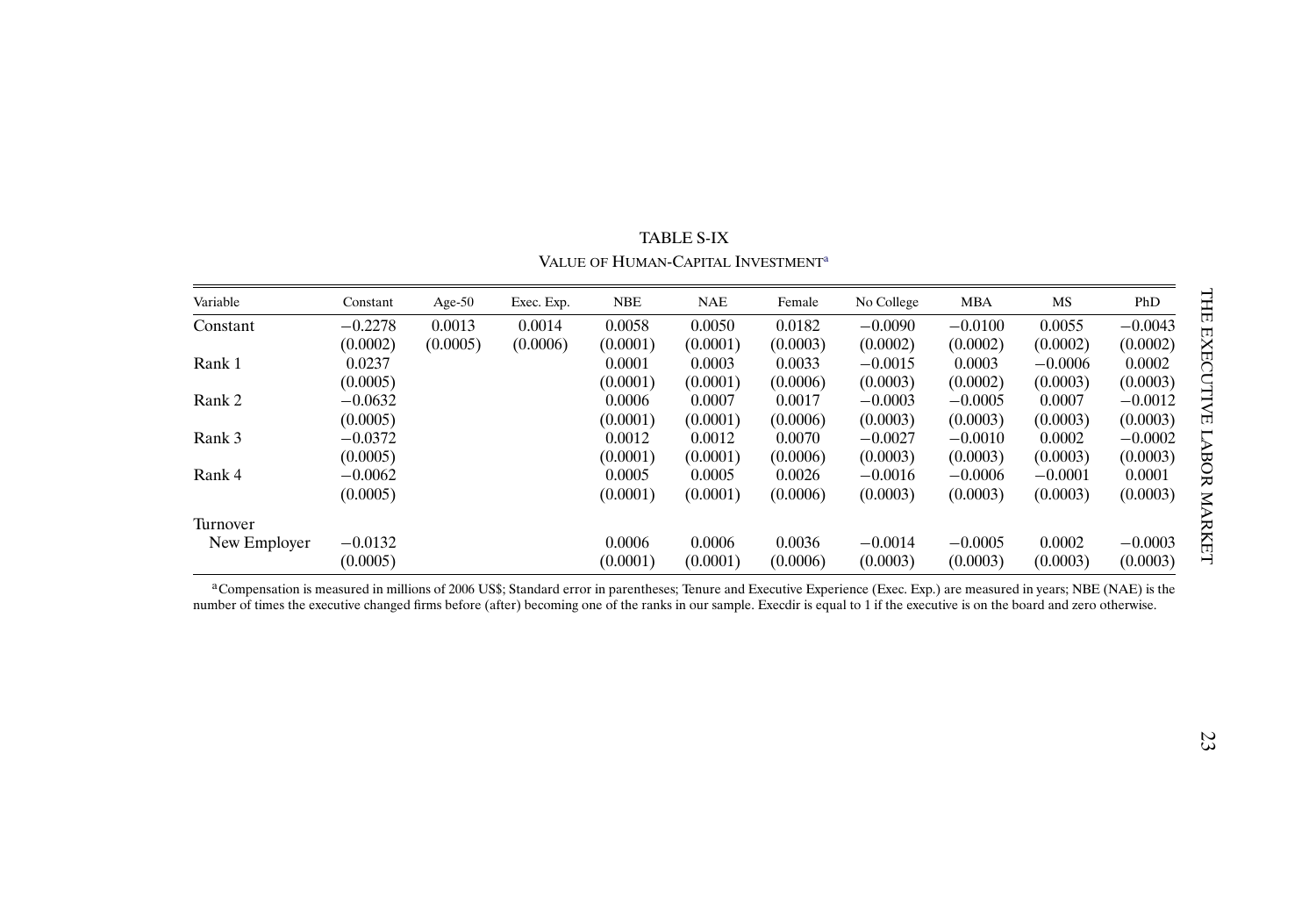TABLE S-IX

VALUE OF HUMAN-CAPITAL INVESTMENT[a]

| Variable | Constant | Age-50 | Exec. Exp. | NBE | NAE | Female | No College | MBA | MS | PhD |
|---|---|---|---|---|---|---|---|---|---|---|
| Constant | −0.2278 | 0.0013 | 0.0014 | 0.0058 | 0.0050 | 0.0182 | −0.0090 | −0.0100 | 0.0055 | −0.0043 |
| | (0.0002) | (0.0005) | (0.0006) | (0.0001) | (0.0001) | (0.0003) | (0.0002) | (0.0002) | (0.0002) | (0.0002) |
| Rank 1 | 0.0237 | | | 0.0001 | 0.0003 | 0.0033 | −0.0015 | 0.0003 | −0.0006 | 0.0002 |
| | (0.0005) | | | (0.0001) | (0.0001) | (0.0006) | (0.0003) | (0.0002) | (0.0003) | (0.0003) |
| Rank 2 | −0.0632 | | | 0.0006 | 0.0007 | 0.0017 | −0.0003 | −0.0005 | 0.0007 | −0.0012 |
| | (0.0005) | | | (0.0001) | (0.0001) | (0.0006) | (0.0003) | (0.0003) | (0.0003) | (0.0003) |
| Rank 3 | −0.0372 | | | 0.0012 | 0.0012 | 0.0070 | −0.0027 | −0.0010 | 0.0002 | −0.0002 |
| | (0.0005) | | | (0.0001) | (0.0001) | (0.0006) | (0.0003) | (0.0003) | (0.0003) | (0.0003) |
| Rank 4 | −0.0062 | | | 0.0005 | 0.0005 | 0.0026 | −0.0016 | −0.0006 | −0.0001 | 0.0001 |
| | (0.0005) | | | (0.0001) | (0.0001) | (0.0006) | (0.0003) | (0.0003) | (0.0003) | (0.0003) |
| Turnover | | | | | | | | | | |
| New Employer | −0.0132 | | | 0.0006 | 0.0006 | 0.0036 | −0.0014 | −0.0005 | 0.0002 | −0.0003 |
| | (0.0005) | | | (0.0001) | (0.0001) | (0.0006) | (0.0003) | (0.0003) | (0.0003) | (0.0003) |

[a]Compensation is measured in millions of 2006 US$; Standard error in parentheses; Tenure and Executive Experience (Exec. Exp.) are measured in years; NBE (NAE) is the number of times the executive changed firms before (after) becoming one of the ranks in our sample. Execdir is equal to 1 if the executive is on the board and zero otherwise.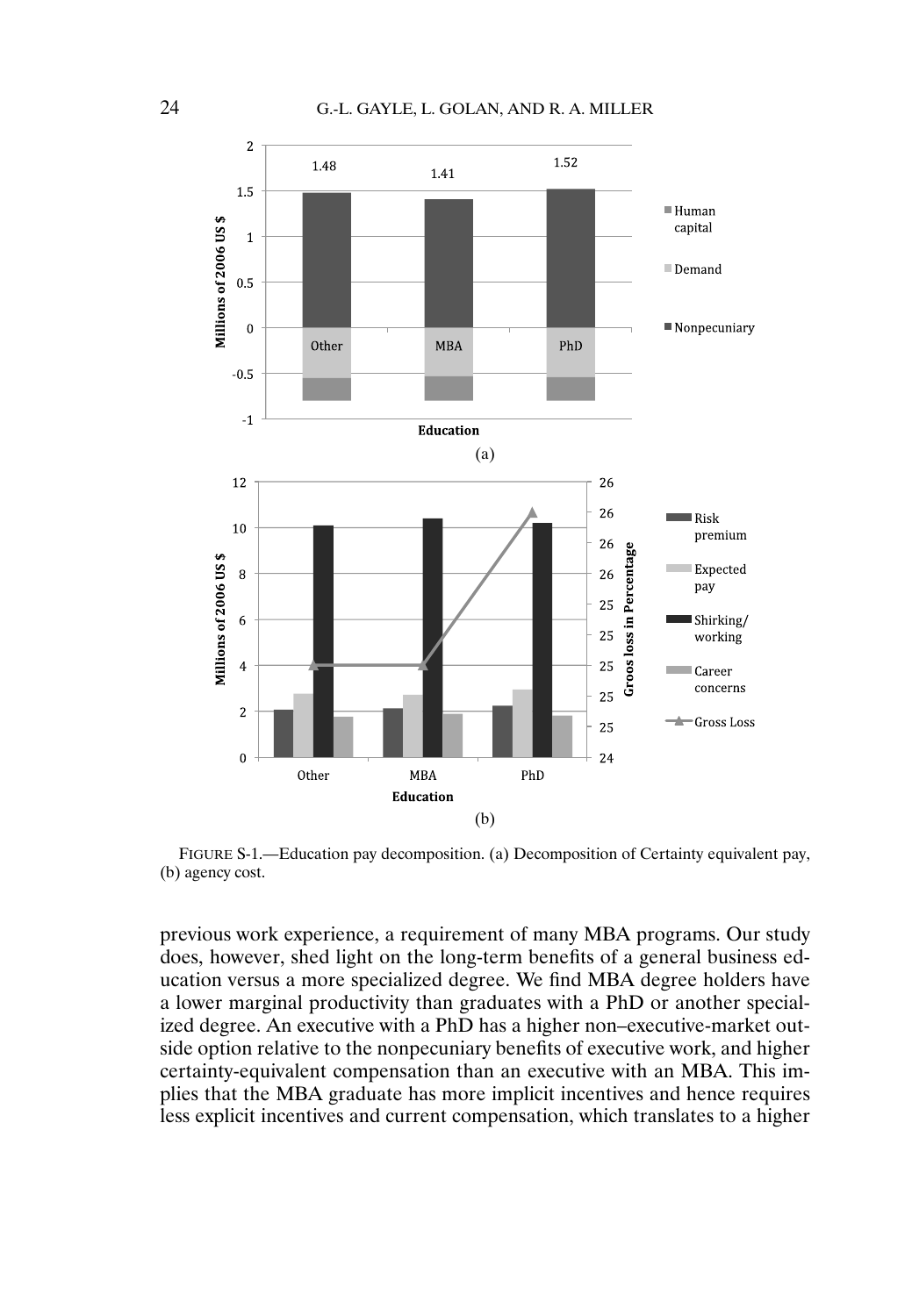FIGURE S-1.—Education pay decomposition. (a) Decomposition of Certainty equivalent pay, (b) agency cost.

previous work experience, a requirement of many MBA programs. Our study does, however, shed light on the long-term benefits of a general business education versus a more specialized degree. We find MBA degree holders have a lower marginal productivity than graduates with a PhD or another specialized degree. An executive with a PhD has a higher non–executive-market outside option relative to the nonpecuniary benefits of executive work, and higher certainty-equivalent compensation than an executive with an MBA. This implies that the MBA graduate has more implicit incentives and hence requires less explicit incentives and current compensation, which translates to a higher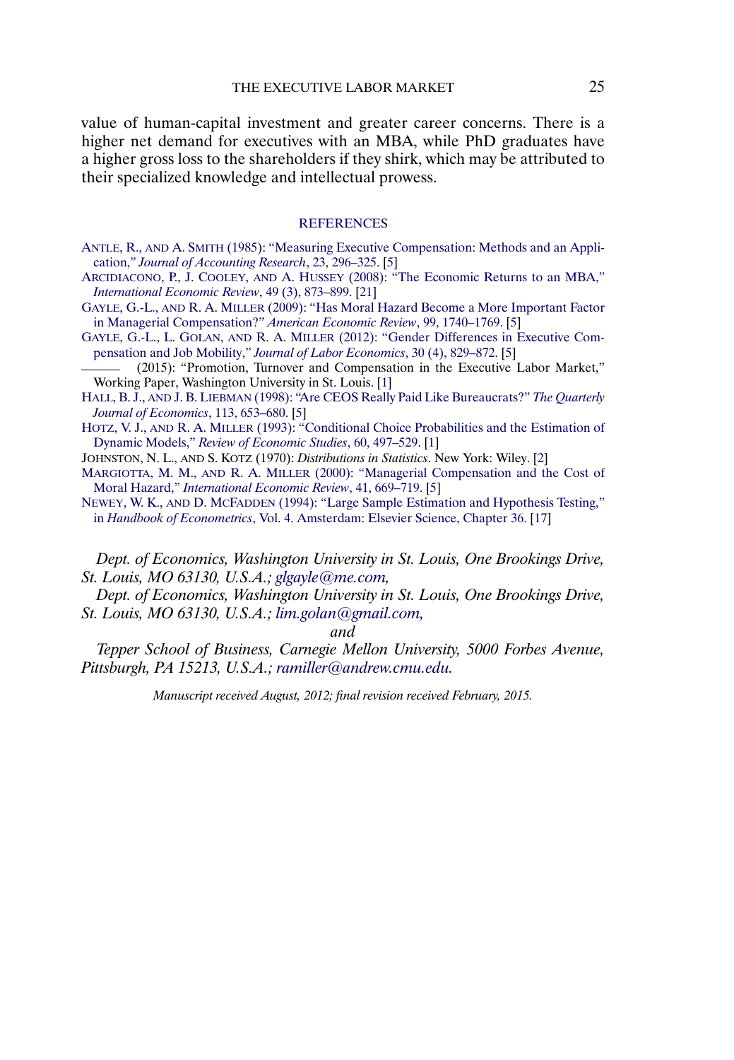value of human-capital investment and greater career concerns. There is a higher net demand for executives with an MBA, while PhD graduates have a higher gross loss to the shareholders if they shirk, which may be attributed to their specialized knowledge and intellectual prowess.

## REFERENCES

ANTLE, R., AND A. SMITH (1985): "Measuring Executive Compensation: Methods and an Application," *Journal of Accounting Research*, 23, 296–325. [5]

ARCIDIACONO, P., J. COOLEY, AND A. HUSSEY (2008): "The Economic Returns to an MBA," *International Economic Review*, 49 (3), 873–899. [21]

GAYLE, G.-L., AND R. A. MILLER (2009): "Has Moral Hazard Become a More Important Factor in Managerial Compensation?" *American Economic Review*, 99, 1740–1769. [5]

GAYLE, G.-L., L. GOLAN, AND R. A. MILLER (2012): "Gender Differences in Executive Compensation and Job Mobility," *Journal of Labor Economics*, 30 (4), 829–872. [5]

——— (2015): "Promotion, Turnover and Compensation in the Executive Labor Market," Working Paper, Washington University in St. Louis. [1]

HALL, B. J., AND J. B. LIEBMAN (1998): "Are CEOS Really Paid Like Bureaucrats?" *The Quarterly Journal of Economics*, 113, 653–680. [5]

HOTZ, V. J., AND R. A. MILLER (1993): "Conditional Choice Probabilities and the Estimation of Dynamic Models," *Review of Economic Studies*, 60, 497–529. [1]

JOHNSTON, N. L., AND S. KOTZ (1970): *Distributions in Statistics*. New York: Wiley. [2]

MARGIOTTA, M. M., AND R. A. MILLER (2000): "Managerial Compensation and the Cost of Moral Hazard," *International Economic Review*, 41, 669–719. [5]

NEWEY, W. K., AND D. MCFADDEN (1994): "Large Sample Estimation and Hypothesis Testing," in *Handbook of Econometrics*, Vol. 4. Amsterdam: Elsevier Science, Chapter 36. [17]

*Dept. of Economics, Washington University in St. Louis, One Brookings Drive, St. Louis, MO 63130, U.S.A.; glgayle@me.com,*

*Dept. of Economics, Washington University in St. Louis, One Brookings Drive, St. Louis, MO 63130, U.S.A.; lim.golan@gmail.com,*

*and*

*Tepper School of Business, Carnegie Mellon University, 5000 Forbes Avenue, Pittsburgh, PA 15213, U.S.A.; ramiller@andrew.cmu.edu.*

*Manuscript received August, 2012; final revision received February, 2015.*